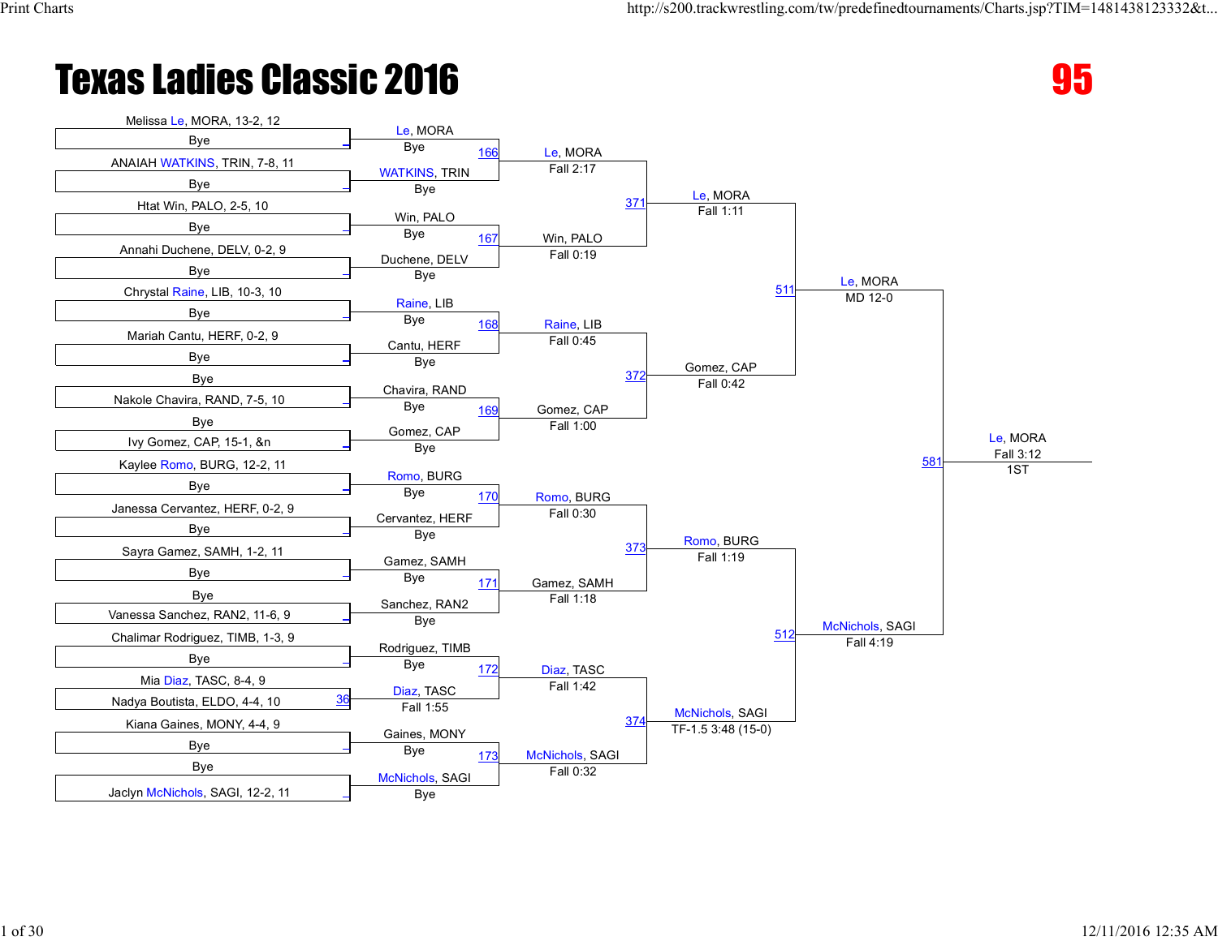# Texas Ladies Classic 2016

## 95

### Round 1

| Wrestler | Opponent | Bout | Winner | Result |
|---|---|---|---|---|
| Melissa Le, MORA, 13-2, 12 | Bye | | Le, MORA | Bye |
| ANAIAH WATKINS, TRIN, 7-8, 11 | Bye | | WATKINS, TRIN | Bye |
| Htat Win, PALO, 2-5, 10 | Bye | | Win, PALO | Bye |
| Annahi Duchene, DELV, 0-2, 9 | Bye | | Duchene, DELV | Bye |
| Chrystal Raine, LIB, 10-3, 10 | Bye | | Raine, LIB | Bye |
| Mariah Cantu, HERF, 0-2, 9 | Bye | | Cantu, HERF | Bye |
| Bye | Nakole Chavira, RAND, 7-5, 10 | | Chavira, RAND | Bye |
| Bye | Ivy Gomez, CAP, 15-1, &n | | Gomez, CAP | Bye |
| Kaylee Romo, BURG, 12-2, 11 | Bye | | Romo, BURG | Bye |
| Janessa Cervantez, HERF, 0-2, 9 | Bye | | Cervantez, HERF | Bye |
| Sayra Gamez, SAMH, 1-2, 11 | Bye | | Gamez, SAMH | Bye |
| Bye | Vanessa Sanchez, RAN2, 11-6, 9 | | Sanchez, RAN2 | Bye |
| Chalimar Rodriguez, TIMB, 1-3, 9 | Bye | | Rodriguez, TIMB | Bye |
| Mia Diaz, TASC, 8-4, 9 | Nadya Boutista, ELDO, 4-4, 10 | 36 | Diaz, TASC | Fall 1:55 |
| Kiana Gaines, MONY, 4-4, 9 | Bye | | Gaines, MONY | Bye |
| Bye | Jaclyn McNichols, SAGI, 12-2, 11 | | McNichols, SAGI | Bye |

### Round 2

| Bout | Winner | Result |
|---|---|---|
| 166 | Le, MORA | Fall 2:17 |
| 167 | Win, PALO | Fall 0:19 |
| 168 | Raine, LIB | Fall 0:45 |
| 169 | Gomez, CAP | Fall 1:00 |
| 170 | Romo, BURG | Fall 0:30 |
| 171 | Gamez, SAMH | Fall 1:18 |
| 172 | Diaz, TASC | Fall 1:42 |
| 173 | McNichols, SAGI | Fall 0:32 |

### Quarterfinals

| Bout | Winner | Result |
|---|---|---|
| 371 | Le, MORA | Fall 1:11 |
| 372 | Gomez, CAP | Fall 0:42 |
| 373 | Romo, BURG | Fall 1:19 |
| 374 | McNichols, SAGI | TF-1.5 3:48 (15-0) |

### Semifinals

| Bout | Winner | Result |
|---|---|---|
| 511 | Le, MORA | MD 12-0 |
| 512 | McNichols, SAGI | Fall 4:19 |

### Final

| Bout | Winner | Result | Place |
|---|---|---|---|
| 581 | Le, MORA | Fall 3:12 | 1ST |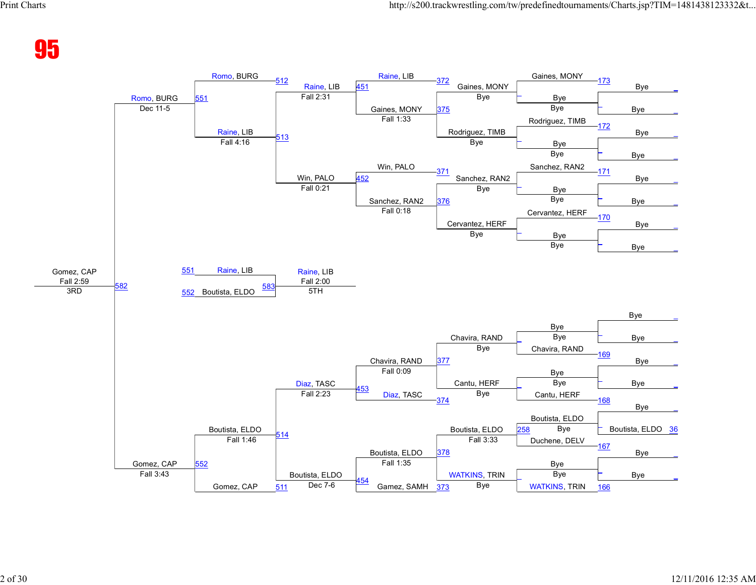# 95

## Consolation Bracket (Upper)

| Round | Bout | Winner | Result | Loser |
| --- | --- | --- | --- | --- |
| 173 | 173 | Gaines, MONY | | Bye |
| 172 | 172 | Rodriguez, TIMB | | Bye |
| 171 | 171 | Sanchez, RAN2 | | Bye |
| 170 | 170 | Cervantez, HERF | | Bye |
| 372 | 372 | Gaines, MONY | Bye | Bye |
| 375 | 375 | Rodriguez, TIMB | Bye | Bye |
| 371 | 371 | Sanchez, RAN2 | Bye | Bye |
| 376 | 376 | Cervantez, HERF | Bye | Bye |
| 451 | 451 | Raine, LIB | Fall 1:33 | Gaines, MONY |
| 452 | 452 | Win, PALO | Fall 0:18 | Sanchez, RAN2 |
| 512 | 512 | Romo, BURG | | |
| 513 | 513 | Raine, LIB | Fall 2:31 | |
| 513 | 513 | Win, PALO | Fall 0:21 | |
| 551 | 551 | Romo, BURG | Fall 4:16 | Raine, LIB |

## Consolation Bracket (Lower)

| Round | Bout | Winner | Result | Loser |
| --- | --- | --- | --- | --- |
| 169 | 169 | Chavira, RAND | | Bye |
| 168 | 168 | Cantu, HERF | | Bye |
| 167 | 167 | Boutista, ELDO | | Duchene, DELV |
| 166 | 166 | WATKINS, TRIN | | Bye |
| 36 | 36 | Boutista, ELDO | | Bye |
| 258 | 258 | Boutista, ELDO | Bye | Duchene, DELV |
| 377 | 377 | Chavira, RAND | Bye | Bye |
| 374 | 374 | Cantu, HERF | Bye | Diaz, TASC |
| 378 | 378 | Boutista, ELDO | Fall 3:33 | WATKINS, TRIN |
| 373 | 373 | WATKINS, TRIN | Bye | Gamez, SAMH |
| 453 | 453 | Diaz, TASC | Fall 0:09 | Chavira, RAND |
| 454 | 454 | Boutista, ELDO | Fall 1:35 | Gamez, SAMH |
| 514 | 514 | Boutista, ELDO | Fall 2:23 | Diaz, TASC |
| 511 | 511 | Boutista, ELDO | Dec 7-6 | Gomez, CAP |
| 552 | 552 | Gomez, CAP | Fall 1:46 | Boutista, ELDO |

## Placement Matches

| Bout | Winner | Result | Loser | Place |
| --- | --- | --- | --- | --- |
| 582 | Gomez, CAP | Fall 2:59 | Romo, BURG (Dec 11-5) / Gomez, CAP (Fall 3:43) | 3RD |
| 583 | Raine, LIB | Fall 2:00 | Boutista, ELDO | 5TH |

- 551: Raine, LIB
- 552: Boutista, ELDO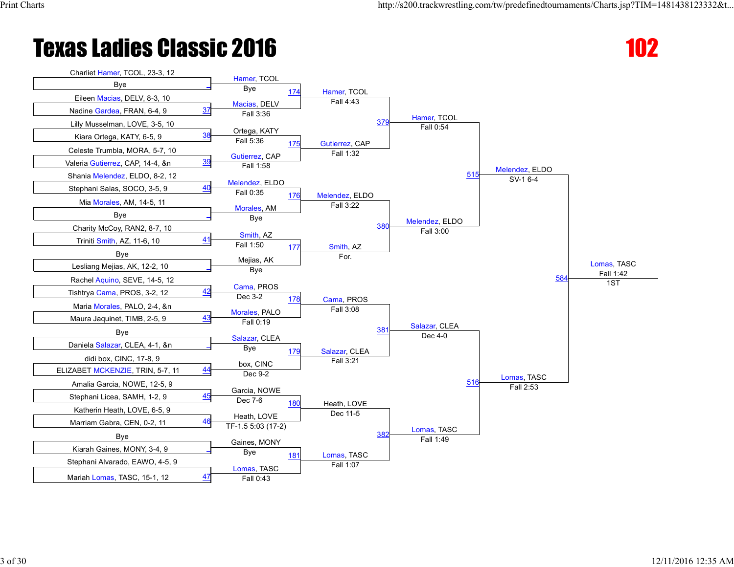# Texas Ladies Classic 2016

## 102

### First Round

| Bout | Wrestler 1 | Wrestler 2 | Winner | Result |
|---|---|---|---|---|
| | Charliet Hamer, TCOL, 23-3, 12 | Bye | Hamer, TCOL | Bye |
| 37 | Eileen Macias, DELV, 8-3, 10 | Nadine Gardea, FRAN, 6-4, 9 | Macias, DELV | Fall 3:36 |
| 38 | Lilly Musselman, LOVE, 3-5, 10 | Kiara Ortega, KATY, 6-5, 9 | Ortega, KATY | Fall 5:36 |
| 39 | Celeste Trumbla, MORA, 5-7, 10 | Valeria Gutierrez, CAP, 14-4, &n | Gutierrez, CAP | Fall 1:58 |
| 40 | Shania Melendez, ELDO, 8-2, 12 | Stephani Salas, SOCO, 3-5, 9 | Melendez, ELDO | Fall 0:35 |
| | Mia Morales, AM, 14-5, 11 | Bye | Morales, AM | Bye |
| 41 | Charity McCoy, RAN2, 8-7, 10 | Triniti Smith, AZ, 11-6, 10 | Smith, AZ | Fall 1:50 |
| | Bye | Lesliang Mejias, AK, 12-2, 10 | Mejias, AK | Bye |
| 42 | Rachel Aquino, SEVE, 14-5, 12 | Tishtrya Cama, PROS, 3-2, 12 | Cama, PROS | Dec 3-2 |
| 43 | Maria Morales, PALO, 2-4, &n | Maura Jaquinet, TIMB, 2-5, 9 | Morales, PALO | Fall 0:19 |
| | Bye | Daniela Salazar, CLEA, 4-1, &n | Salazar, CLEA | Bye |
| 44 | didi box, CINC, 17-8, 9 | ELIZABET MCKENZIE, TRIN, 5-7, 11 | box, CINC | Dec 9-2 |
| 45 | Amalia Garcia, NOWE, 12-5, 9 | Stephani Licea, SAMH, 1-2, 9 | Garcia, NOWE | Dec 7-6 |
| 46 | Katherin Heath, LOVE, 6-5, 9 | Marriam Gabra, CEN, 0-2, 11 | Heath, LOVE | TF-1.5 5:03 (17-2) |
| | Bye | Kiarah Gaines, MONY, 3-4, 9 | Gaines, MONY | Bye |
| 47 | Stephani Alvarado, EAWO, 4-5, 9 | Mariah Lomas, TASC, 15-1, 12 | Lomas, TASC | Fall 0:43 |

### Second Round

| Bout | Winner | Result |
|---|---|---|
| 174 | Hamer, TCOL | Fall 4:43 |
| 175 | Gutierrez, CAP | Fall 1:32 |
| 176 | Melendez, ELDO | Fall 3:22 |
| 177 | Smith, AZ | For. |
| 178 | Cama, PROS | Fall 3:08 |
| 179 | Salazar, CLEA | Fall 3:21 |
| 180 | Heath, LOVE | Dec 11-5 |
| 181 | Lomas, TASC | Fall 1:07 |

### Quarterfinals

| Bout | Winner | Result |
|---|---|---|
| 379 | Hamer, TCOL | Fall 0:54 |
| 380 | Melendez, ELDO | Fall 3:00 |
| 381 | Salazar, CLEA | Dec 4-0 |
| 382 | Lomas, TASC | Fall 1:49 |

### Semifinals

| Bout | Winner | Result |
|---|---|---|
| 515 | Melendez, ELDO | SV-1 6-4 |
| 516 | Lomas, TASC | Fall 2:53 |

### Final

| Bout | Winner | Result | Place |
|---|---|---|---|
| 584 | Lomas, TASC | Fall 1:42 | 1ST |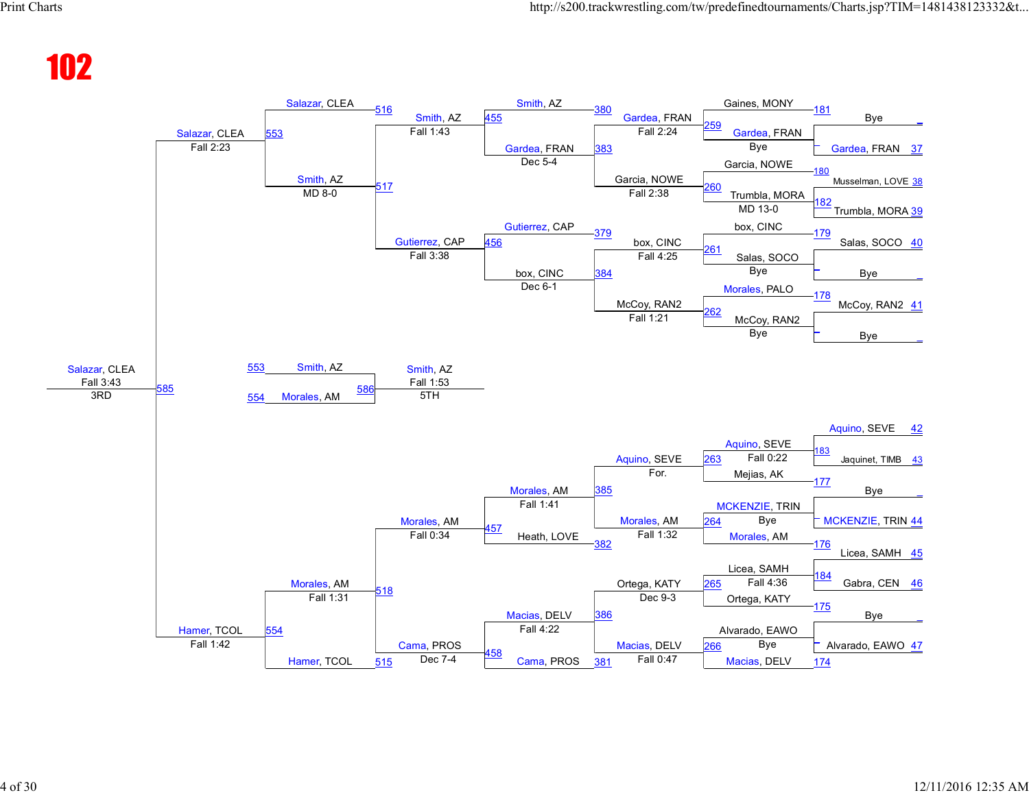# 102

## Top Half

**Round 1 (Bouts 174–184 / Seeds)**

| Bout | Wrestler 1 | Wrestler 2 |
| --- | --- | --- |
| 181 | Bye | Gardea, FRAN 37 |
| 180 | Musselman, LOVE 38 | Trumbla, MORA 39 |
| 179 | Salas, SOCO 40 | Bye |
| 178 | McCoy, RAN2 41 | Bye |

**Round 2**

| Bout | Wrestler 1 | Wrestler 2 | Winner | Result |
| --- | --- | --- | --- | --- |
| 259 | Gaines, MONY | Gardea, FRAN | Gardea, FRAN | Bye |
| 260 | Garcia, NOWE | Trumbla, MORA | Trumbla, MORA | MD 13-0 |
| 261 | box, CINC | Salas, SOCO | Salas, SOCO | Bye |
| 262 | Morales, PALO | McCoy, RAN2 | McCoy, RAN2 | Bye |

**Round 3**

| Bout | Winner | Result |
| --- | --- | --- |
| 380 / 383 | Gardea, FRAN | Fall 2:24 |
| 379 / 384 | box, CINC | Fall 4:25 |
| — | Garcia, NOWE | Fall 2:38 |
| — | McCoy, RAN2 | Fall 1:21 |

**Round 4**

| Bout | Wrestler 1 | Wrestler 2 | Result |
| --- | --- | --- | --- |
| 455 | Smith, AZ | Gardea, FRAN | Dec 5-4 |
| 456 | Gutierrez, CAP | box, CINC | Dec 6-1 |

**Round 5**

| Bout | Winner | Result |
| --- | --- | --- |
| 516 | Smith, AZ | Fall 1:43 |
| 517 | Gutierrez, CAP | Fall 3:38 |

**Round 6**

| Bout | Wrestler 1 | Wrestler 2 | Result |
| --- | --- | --- | --- |
| 553 | Salazar, CLEA | Smith, AZ | MD 8-0 |

Salazar, CLEA — Fall 2:23

## Bottom Half

**Round 1**

| Bout | Wrestler 1 | Wrestler 2 |
| --- | --- | --- |
| 183 | Aquino, SEVE 42 | Jaquinet, TIMB 43 |
| 177 | Bye | MCKENZIE, TRIN 44 |
| 176 | Licea, SAMH 45 | |
| 184 | Gabra, CEN 46 | |
| 175 | Bye | Alvarado, EAWO 47 |
| 174 | | |

**Round 2**

| Bout | Wrestler 1 | Wrestler 2 | Winner | Result |
| --- | --- | --- | --- | --- |
| 263 | Aquino, SEVE | Mejias, AK | Aquino, SEVE | Fall 0:22 |
| 264 | MCKENZIE, TRIN | Morales, AM | | Bye |
| 265 | Licea, SAMH | Ortega, KATY | | Fall 4:36 |
| 266 | Alvarado, EAWO | Macias, DELV | | Bye |

**Round 3**

| Bout | Winner | Result |
| --- | --- | --- |
| 385 | Aquino, SEVE | For. |
| 382 | Morales, AM | Fall 1:32 |
| 386 | Ortega, KATY | Dec 9-3 |
| 381 | Macias, DELV | Fall 0:47 |

**Round 4**

| Bout | Wrestler 1 | Wrestler 2 | Result |
| --- | --- | --- | --- |
| 457 | Morales, AM | Heath, LOVE | Fall 1:41 |
| 458 | Macias, DELV | Cama, PROS | Fall 4:22 |

**Round 5**

| Bout | Winner | Result |
| --- | --- | --- |
| 518 | Morales, AM | Fall 0:34 |
| 515 | Cama, PROS | Dec 7-4 |

**Round 6**

| Bout | Wrestler 1 | Wrestler 2 | Result |
| --- | --- | --- | --- |
| 554 | Morales, AM | Hamer, TCOL | Fall 1:31 |

Hamer, TCOL — Fall 1:42

## Placement Matches

**3RD (585):** Salazar, CLEA vs Hamer, TCOL — Salazar, CLEA, Fall 3:43

**5TH (586):** Smith, AZ (553) vs Morales, AM (554) — Smith, AZ, Fall 1:53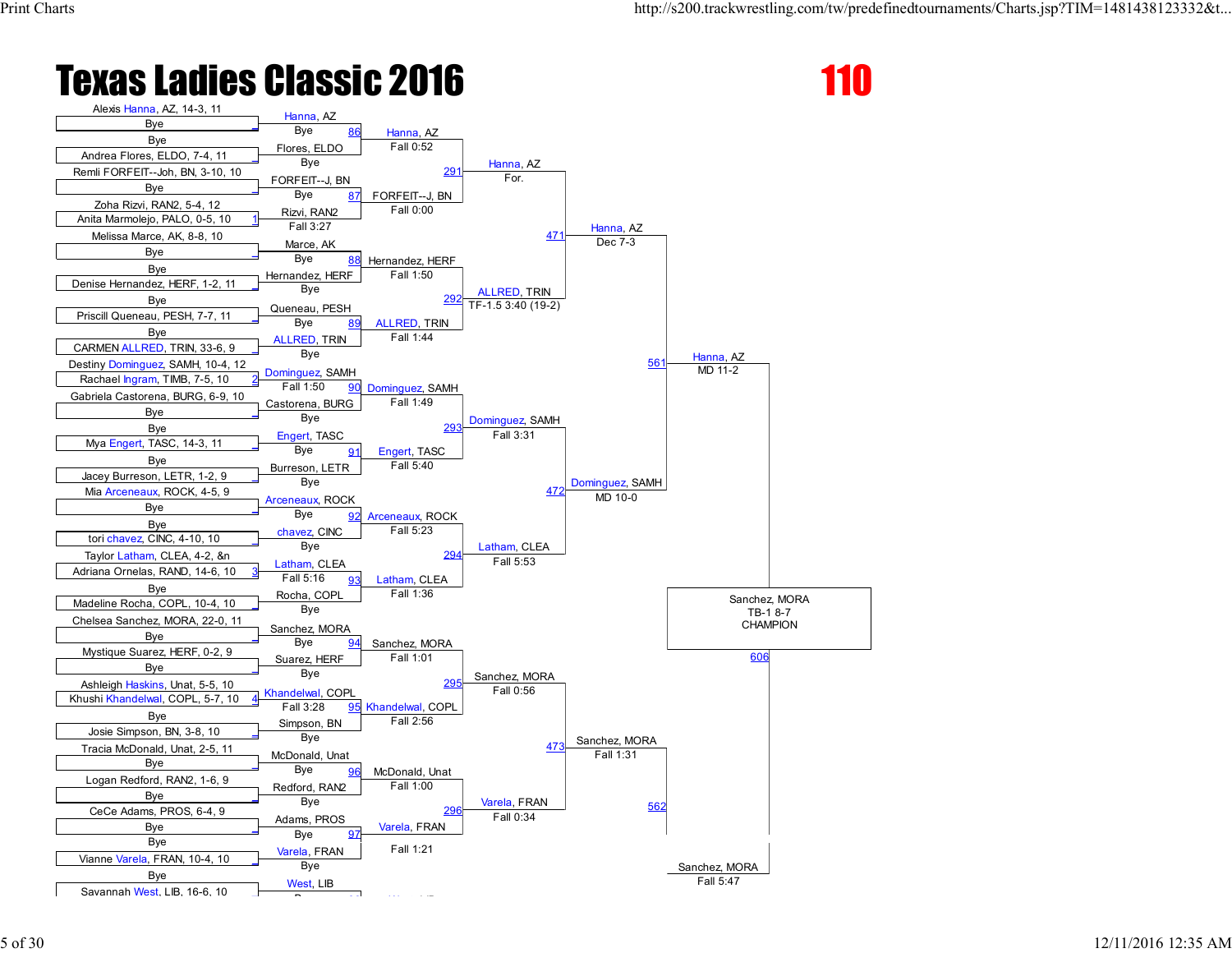# Texas Ladies Classic 2016

## 110

### First Round (Entrants)

- Alexis Hanna, AZ, 14-3, 11 vs Bye
- Bye vs Andrea Flores, ELDO, 7-4, 11
- Remli FORFEIT--Joh, BN, 3-10, 10 vs Bye
- Zoha Rizvi, RAN2, 5-4, 12 vs Anita Marmolejo, PALO, 0-5, 10 (1)
- Melissa Marce, AK, 8-8, 10 vs Bye
- Bye vs Denise Hernandez, HERF, 1-2, 11
- Bye vs Priscill Queneau, PESH, 7-7, 11
- Bye vs CARMEN ALLRED, TRIN, 33-6, 9
- Destiny Dominguez, SAMH, 10-4, 12 vs Rachael Ingram, TIMB, 7-5, 10 (2)
- Gabriela Castorena, BURG, 6-9, 10 vs Bye
- Bye vs Mya Engert, TASC, 14-3, 11
- Bye vs Jacey Burreson, LETR, 1-2, 9
- Mia Arceneaux, ROCK, 4-5, 9 vs Bye
- Bye vs tori chavez, CINC, 4-10, 10
- Taylor Latham, CLEA, 4-2, &n vs Adriana Ornelas, RAND, 14-6, 10 (3)
- Bye vs Madeline Rocha, COPL, 10-4, 10
- Chelsea Sanchez, MORA, 22-0, 11 vs Bye
- Mystique Suarez, HERF, 0-2, 9 vs Bye
- Ashleigh Haskins, Unat, 5-5, 10 vs Khushi Khandelwal, COPL, 5-7, 10 (4)
- Bye vs Josie Simpson, BN, 3-8, 10
- Tracia McDonald, Unat, 2-5, 11 vs Bye
- Logan Redford, RAN2, 1-6, 9 vs Bye
- CeCe Adams, PROS, 6-4, 9 vs Bye
- Bye vs Vianne Varela, FRAN, 10-4, 10
- Bye vs Savannah West, LIB, 16-6, 10

### Second Round

- Hanna, AZ (Bye) vs Flores, ELDO (Bye) — Bout 86: Hanna, AZ, Fall 0:52
- FORFEIT--J, BN (Bye) vs Rizvi, RAN2 (Fall 3:27) — Bout 87: FORFEIT--J, BN, Fall 0:00
- Marce, AK (Bye) vs Hernandez, HERF (Bye) — Bout 88: Hernandez, HERF, Fall 1:50
- Queneau, PESH (Bye) vs ALLRED, TRIN (Bye) — Bout 89: ALLRED, TRIN, Fall 1:44
- Dominguez, SAMH (Fall 1:50) vs Castorena, BURG (Bye) — Bout 90: Dominguez, SAMH, Fall 1:49
- Engert, TASC (Bye) vs Burreson, LETR (Bye) — Bout 91: Engert, TASC, Fall 5:40
- Arceneaux, ROCK (Bye) vs chavez, CINC (Bye) — Bout 92: Arceneaux, ROCK, Fall 5:23
- Latham, CLEA (Fall 5:16) vs Rocha, COPL (Bye) — Bout 93: Latham, CLEA, Fall 1:36
- Sanchez, MORA (Bye) vs Suarez, HERF (Bye) — Bout 94: Sanchez, MORA, Fall 1:01
- Khandelwal, COPL (Fall 3:28) vs Simpson, BN (Bye) — Bout 95: Khandelwal, COPL, Fall 2:56
- McDonald, Unat (Bye) vs Redford, RAN2 (Bye) — Bout 96: McDonald, Unat, Fall 1:00
- Adams, PROS (Bye) vs Varela, FRAN (Bye) — Bout 97: Varela, FRAN, Fall 1:21
- West, LIB

### Quarterfinals

- Bout 291: Hanna, AZ, For.
- Bout 292: ALLRED, TRIN, TF-1.5 3:40 (19-2)
- Bout 293: Dominguez, SAMH, Fall 3:31
- Bout 294: Latham, CLEA, Fall 5:53
- Bout 295: Sanchez, MORA, Fall 0:56
- Bout 296: Varela, FRAN, Fall 0:34

### Semifinals

- Bout 471: Hanna, AZ, Dec 7-3
- Bout 472: Dominguez, SAMH, MD 10-0
- Bout 473: Sanchez, MORA, Fall 1:31

### Finals Bracket

- Bout 561: Hanna, AZ, MD 11-2
- Bout 562: Sanchez, MORA, Fall 5:47

### Championship

- Bout 606: Sanchez, MORA, TB-1 8-7, CHAMPION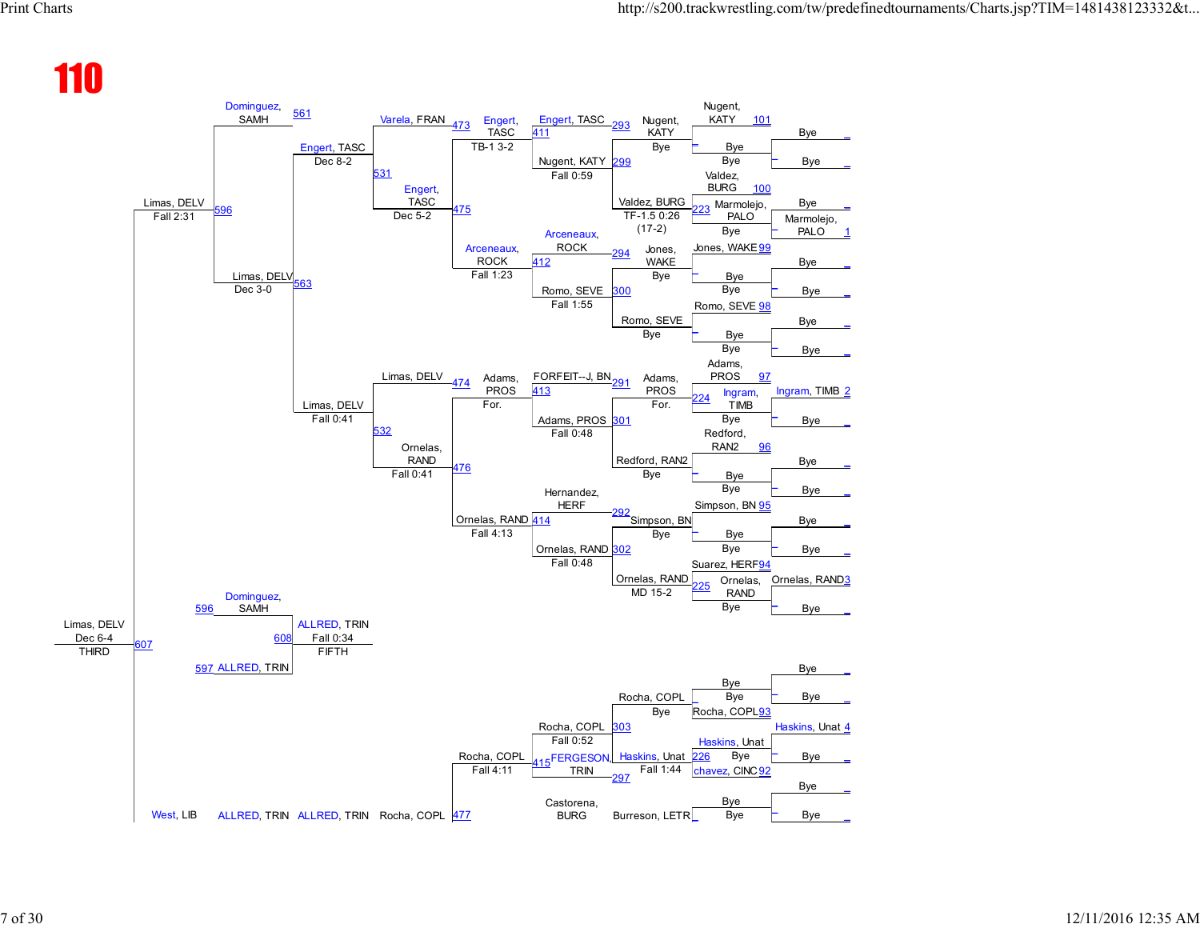# 110

## Championship Bracket

### Round 1 (Bye round)

| Bout | Wrestler | Result |
|---|---|---|
| 101 | Nugent, KATY | Bye |
| — | Bye | Bye |
| 100 | Valdez, BURG | Bye |
| 1 | Marmolejo, PALO | Bye |
| 99 | Jones, WAKE | Bye |
| — | Bye | Bye |
| 98 | Romo, SEVE | Bye |
| — | Bye | Bye |
| 97 | Adams, PROS | Bye |
| 2 | Ingram, TIMB | Bye |
| 96 | Redford, RAN2 | Bye |
| — | Bye | Bye |
| 95 | Simpson, BN | Bye |
| — | Bye | Bye |
| 94 | Suarez, HERF | Bye |
| 3 | Ornelas, RAND | Bye |

### Round 2

| Bout | Winner | Loser | Result |
|---|---|---|---|
| — | Nugent, KATY | Bye | Bye |
| 223 | Valdez, BURG | Marmolejo, PALO | Bye |
| — | Jones, WAKE | Bye | Bye |
| — | Romo, SEVE | Bye | Bye |
| 224 | Adams, PROS | Ingram, TIMB | For. |
| — | Redford, RAN2 | Bye | Bye |
| — | Simpson, BN | Bye | Bye |
| 225 | Ornelas, RAND | Suarez, HERF | Bye |

### Round 3

| Bout | Winner | Opponent | Result |
|---|---|---|---|
| 293 | Engert, TASC | — | — |
| 299 | Nugent, KATY | Valdez, BURG | Fall 0:59 |
| 294 | Arceneaux, ROCK | — | — |
| 300 | Romo, SEVE | Jones, WAKE | Fall 1:55 |
| 291 | FORFEIT--J, BN | — | — |
| 301 | Adams, PROS | Redford, RAN2 | Fall 0:48 |
| 292 | Hernandez, HERF | — | — |
| 302 | Ornelas, RAND | Simpson, BN | Fall 0:48 |

Valdez, BURG: TF-1.5 0:26 (17-2)

### Round 4

| Bout | Winner | Result |
|---|---|---|
| 411 | Engert, TASC | TB-1 3-2 |
| 412 | Arceneaux, ROCK | Fall 1:23 |
| 413 | Adams, PROS | For. |
| 414 | Ornelas, RAND | Fall 4:13 |

### Round 5

| Bout | Winner | Result |
|---|---|---|
| 473 | Varela, FRAN | — |
| 475 | Engert, TASC | Dec 5-2 |
| 474 | Limas, DELV | — |
| 476 | Ornelas, RAND | Fall 0:41 |

### Round 6

| Bout | Winner | Result |
|---|---|---|
| 531 | Engert, TASC | Dec 8-2 |
| 532 | Limas, DELV | Fall 0:41 |

### Round 7

| Bout | Winner | Result |
|---|---|---|
| 561 | Dominguez, SAMH | — |
| 563 | Limas, DELV | Dec 3-0 |

### Round 8

| Bout | Winner | Result |
|---|---|---|
| 596 | Limas, DELV | Fall 2:31 |

### Third Place

| Bout | Winner | Result |
|---|---|---|
| 607 | Limas, DELV | Dec 6-4 |

THIRD

### Fifth Place

| Bout | Wrestler | Result |
|---|---|---|
| 596 | Dominguez, SAMH | — |
| 597 | ALLRED, TRIN | — |
| 608 | ALLRED, TRIN | Fall 0:34 |

FIFTH

## Lower Bracket

### Round 1

| Bout | Wrestler | Result |
|---|---|---|
| — | Bye | Bye |
| 93 | Rocha, COPL | Bye |
| 4 | Haskins, Unat | Bye |
| 92 | chavez, CINC | Bye |
| — | Bye | Bye |
| — | Bye | Bye |

### Round 2

| Bout | Winner | Result |
|---|---|---|
| — | Bye | Bye |
| — | Rocha, COPL | Bye |
| 226 | Haskins, Unat | Bye |
| — | Bye | Bye |

### Round 3

| Bout | Winner | Opponent | Result |
|---|---|---|---|
| 303 | Rocha, COPL | — | Fall 0:52 |
| 297 | Haskins, Unat | Burreson, LETR | Fall 1:44 |

### Round 4

| Bout | Winner | Opponent | Result |
|---|---|---|---|
| 415 | Rocha, COPL | FERGESON, TRIN | Fall 4:11 |
| — | Castorena, BURG | — | — |

### Round 5

| Bout | Winner |
|---|---|
| 477 | Rocha, COPL |

West, LIB — ALLRED, TRIN — ALLRED, TRIN — Rocha, COPL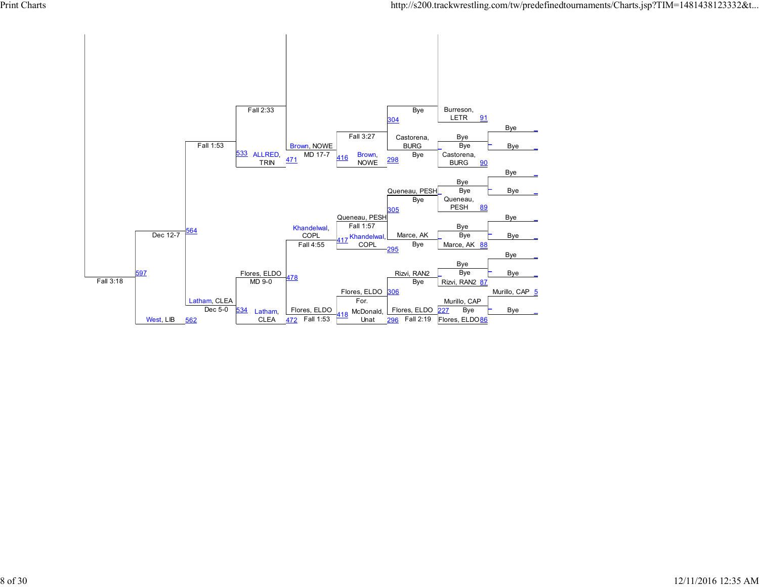Fall 3:18

597

Dec 12-7

West, LIB 562

564

Fall 1:53

Latham, CLEA

Dec 5-0

Fall 2:33

533 ALLRED, TRIN

Flores, ELDO

MD 9-0

534 Latham, CLEA

Brown, NOWE

471 MD 17-7

Khandelwal, COPL

Fall 4:55

478

Flores, ELDO

472 Fall 1:53

Fall 3:27

416 Brown, NOWE

Queneau, PESH

Fall 1:57

417 Khandelwal, COPL

Flores, ELDO

For.

418 McDonald, Unat

Bye

304

Castorena, BURG

Bye

298

Queneau, PESH

Bye

305

Marce, AK

Bye

295

Rizvi, RAN2

Bye

306

Flores, ELDO

296 Fall 2:19

Burreson, LETR 91

Bye

Bye

Castorena, BURG 90

Bye

Bye

Queneau, PESH 89

Bye

Bye

Marce, AK 88

Bye

Bye

Rizvi, RAN2 87

Murillo, CAP

227 Bye

Flores, ELDO 86

Bye

Bye

Bye

Bye

Bye

Bye

Bye

Bye

Murillo, CAP 5

Bye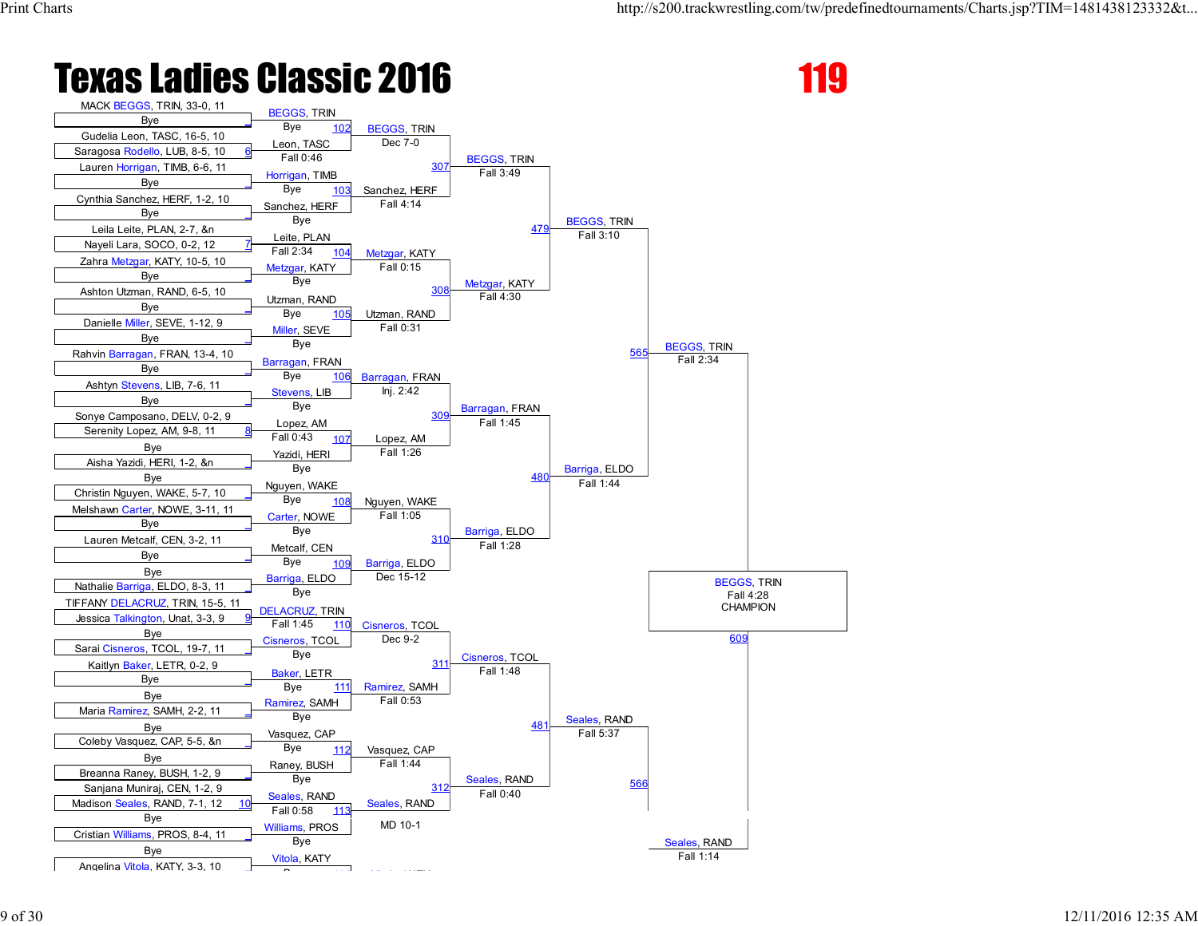# Texas Ladies Classic 2016

## 119

### First Round Entries

- MACK BEGGS, TRIN, 33-0, 11
- Bye
- Gudelia Leon, TASC, 16-5, 10
- Saragosa Rodello, LUB, 8-5, 10 (6)
- Lauren Horrigan, TIMB, 6-6, 11
- Bye
- Cynthia Sanchez, HERF, 1-2, 10
- Bye
- Leila Leite, PLAN, 2-7, &n
- Nayeli Lara, SOCO, 0-2, 12 (7)
- Zahra Metzgar, KATY, 10-5, 10
- Bye
- Ashton Utzman, RAND, 6-5, 10
- Bye
- Danielle Miller, SEVE, 1-12, 9
- Bye
- Rahvin Barragan, FRAN, 13-4, 10
- Bye
- Ashtyn Stevens, LIB, 7-6, 11
- Bye
- Sonye Camposano, DELV, 0-2, 9
- Serenity Lopez, AM, 9-8, 11 (8)
- Bye
- Aisha Yazidi, HERI, 1-2, &n
- Bye
- Christin Nguyen, WAKE, 5-7, 10
- Melshawn Carter, NOWE, 3-11, 11
- Bye
- Lauren Metcalf, CEN, 3-2, 11
- Bye
- Bye
- Nathalie Barriga, ELDO, 8-3, 11
- TIFFANY DELACRUZ, TRIN, 15-5, 11
- Jessica Talkington, Unat, 3-3, 9 (9)
- Bye
- Sarai Cisneros, TCOL, 19-7, 11
- Kaitlyn Baker, LETR, 0-2, 9
- Bye
- Bye
- Maria Ramirez, SAMH, 2-2, 11
- Bye
- Coleby Vasquez, CAP, 5-5, &n
- Bye
- Breanna Raney, BUSH, 1-2, 9
- Sanjana Muniraj, CEN, 1-2, 9
- Madison Seales, RAND, 7-1, 12 (10)
- Bye
- Cristian Williams, PROS, 8-4, 11
- Bye
- Angelina Vitola, KATY, 3-3, 10

### Second Round

- BEGGS, TRIN — Bye (102) — Leon, TASC — Fall 0:46
- Horrigan, TIMB — Bye (103) — Sanchez, HERF — Bye
- Leite, PLAN — Fall 2:34 (104) — Metzgar, KATY — Bye
- Utzman, RAND — Bye (105) — Miller, SEVE — Bye
- Barragan, FRAN — Bye (106) — Stevens, LIB — Bye
- Lopez, AM — Fall 0:43 (107) — Yazidi, HERI — Bye
- Nguyen, WAKE — Bye (108) — Carter, NOWE — Bye
- Metcalf, CEN — Bye (109) — Barriga, ELDO — Bye
- DELACRUZ, TRIN — Fall 1:45 (110) — Cisneros, TCOL — Bye
- Baker, LETR — Bye (111) — Ramirez, SAMH — Bye
- Vasquez, CAP — Bye (112) — Raney, BUSH — Bye
- Seales, RAND — Fall 0:58 (113) — Williams, PROS — Bye
- Vitola, KATY

### Third Round

- BEGGS, TRIN — Dec 7-0 (307) — Sanchez, HERF — Fall 4:14
- Metzgar, KATY — Fall 0:15 (308) — Utzman, RAND — Fall 0:31
- Barragan, FRAN — Inj. 2:42 (309) — Lopez, AM — Fall 1:26
- Nguyen, WAKE — Fall 1:05 (310) — Barriga, ELDO — Dec 15-12
- Cisneros, TCOL — Dec 9-2 (311) — Ramirez, SAMH — Fall 0:53
- Vasquez, CAP — Fall 1:44 (312) — Seales, RAND — MD 10-1

### Quarterfinals

- BEGGS, TRIN — Fall 3:49 (479) — Metzgar, KATY — Fall 4:30
- Barragan, FRAN — Fall 1:45 (480) — Barriga, ELDO — Fall 1:28
- Cisneros, TCOL — Fall 1:48 (481) — Seales, RAND — Fall 0:40

### Semifinals

- BEGGS, TRIN — Fall 3:10 (565) — Barriga, ELDO — Fall 1:44
- Seales, RAND — Fall 5:37 (566)

### Finals

- BEGGS, TRIN — Fall 2:34 (609) — Seales, RAND — Fall 1:14

**BEGGS, TRIN**
Fall 4:28
CHAMPION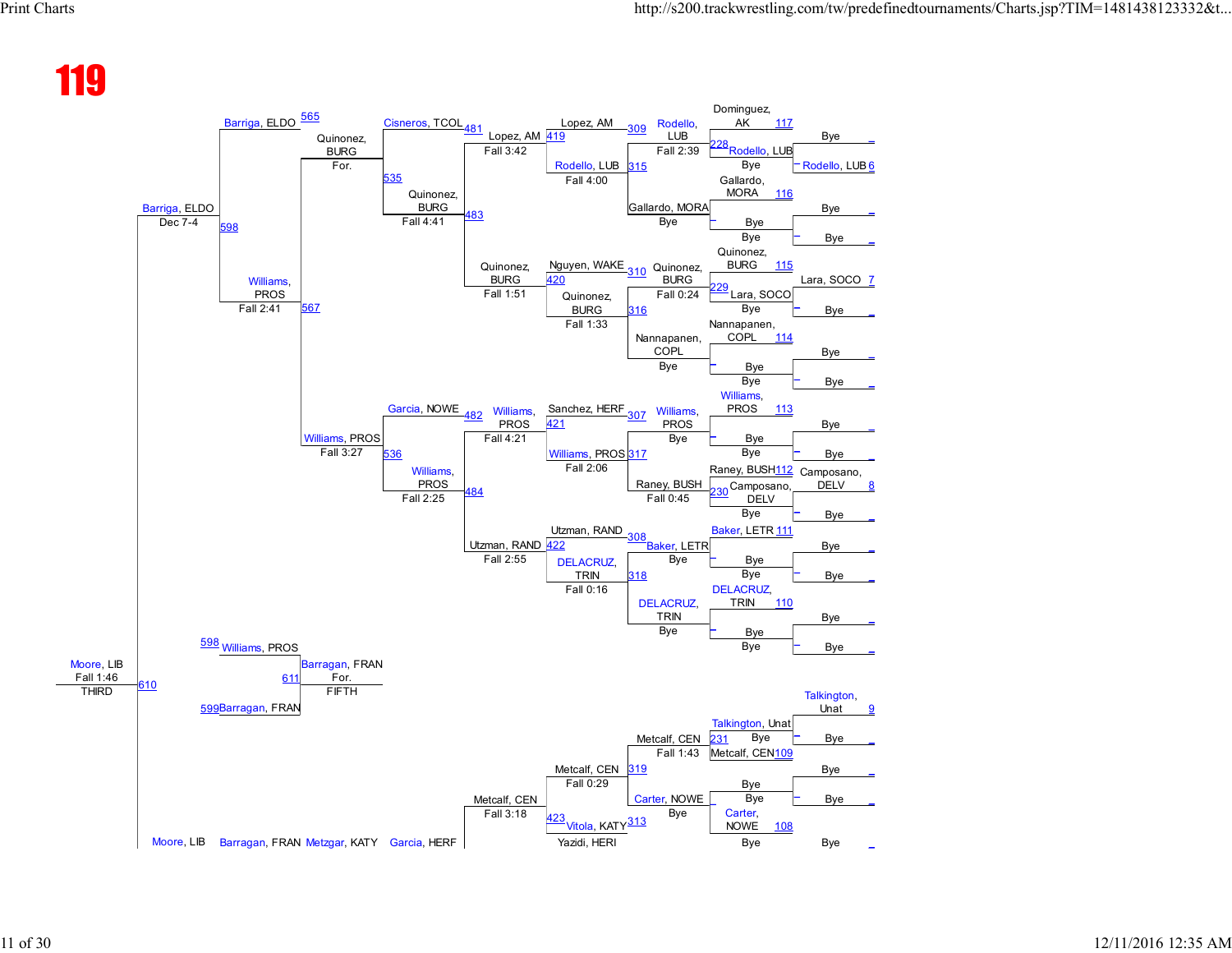# 119

## Championship Bracket

### First Round (Bouts 108–117)

| Bout | Wrestler | Opponent | Result |
|---|---|---|---|
| 117 | Dominguez, AK | Bye | |
| 116 | Gallardo, MORA | Bye | |
| 115 | Quinonez, BURG | Bye | |
| 114 | Nannapanen, COPL | Bye | |
| 113 | Williams, PROS | Bye | |
| 112 | Raney, BUSH | | |
| 111 | Baker, LETR | Bye | |
| 110 | DELACRUZ, TRIN | Bye | |
| 109 | Metcalf, CEN | | |
| 108 | Carter, NOWE | Bye | |

### Pre-Round (Bouts 6–9, 228–231)

| Bout | Wrestler | Opponent | Result |
|---|---|---|---|
| 6 | Rodello, LUB | Bye | |
| 228 | Rodello, LUB | Bye | |
| 7 | Lara, SOCO | Bye | |
| 229 | Lara, SOCO | Bye | |
| 8 | Camposano, DELV | Bye | |
| 230 | Camposano, DELV | Bye | |
| 9 | Talkington, Unat | Bye | |
| 231 | Talkington, Unat | Bye | |

### Second Round (Bouts 309–319)

| Bout | Winner | Result |
|---|---|---|
| 309 | Rodello, LUB | Fall 2:39 |
| 315 | Gallardo, MORA | Bye |
| 310 | Quinonez, BURG | Fall 0:24 |
| 316 | Nannapanen, COPL | Bye |
| 307 | Williams, PROS | Bye |
| 317 | Raney, BUSH | Fall 0:45 |
| 308 | Baker, LETR | Bye |
| 318 | DELACRUZ, TRIN | Bye |
| 319 | Metcalf, CEN | Fall 1:43 |
| 313 | Carter, NOWE | Bye |

### Third Round (Bouts 419–423)

| Bout | Winner | Result |
|---|---|---|
| 419 | Lopez, AM | |
| 315 | Rodello, LUB | Fall 4:00 |
| 420 | Nguyen, WAKE | |
| 316 | Quinonez, BURG | Fall 1:33 |
| 421 | Sanchez, HERF | |
| 317 | Williams, PROS | Fall 2:06 |
| 422 | Utzman, RAND | |
| 318 | DELACRUZ, TRIN | Fall 0:16 |
| 319 | Metcalf, CEN | Fall 0:29 |
| 423 | Vitola, KATY | |
| | Yazidi, HERI | |

### Round of 16 (Bouts 481–484)

| Bout | Winner | Result |
|---|---|---|
| 481 | Cisneros, TCOL | |
| 419 | Lopez, AM | Fall 3:42 |
| 483 | Quinonez, BURG | Fall 1:51 |
| 482 | Garcia, NOWE | |
| 421 | Williams, PROS | Fall 4:21 |
| 484 | Utzman, RAND | Fall 2:55 |
| 423 | Metcalf, CEN | Fall 3:18 |

### Quarterfinals (Bouts 535–536)

| Bout | Winner | Result |
|---|---|---|
| 535 | Quinonez, BURG | Fall 4:41 |
| 536 | Williams, PROS | Fall 2:25 |

### Semifinals (Bouts 565–567)

| Bout | Winner | Result |
|---|---|---|
| 565 | Barriga, ELDO | |
| | Quinonez, BURG | For. |
| 567 | Williams, PROS | Fall 2:41 |
| | Williams, PROS | Fall 3:27 |

### Finals (Bout 598)

| Bout | Winner | Result |
|---|---|---|
| 598 | Barriga, ELDO | Dec 7-4 |

## Placement Matches

| Bout | Wrestlers | Winner | Result | Place |
|---|---|---|---|---|
| 610 | | Moore, LIB | Fall 1:46 | THIRD |
| 611 | 598 Williams, PROS vs. 599 Barragan, FRAN | Barragan, FRAN | For. | FIFTH |

Moore, LIB — Barragan, FRAN — Metzgar, KATY — Garcia, HERF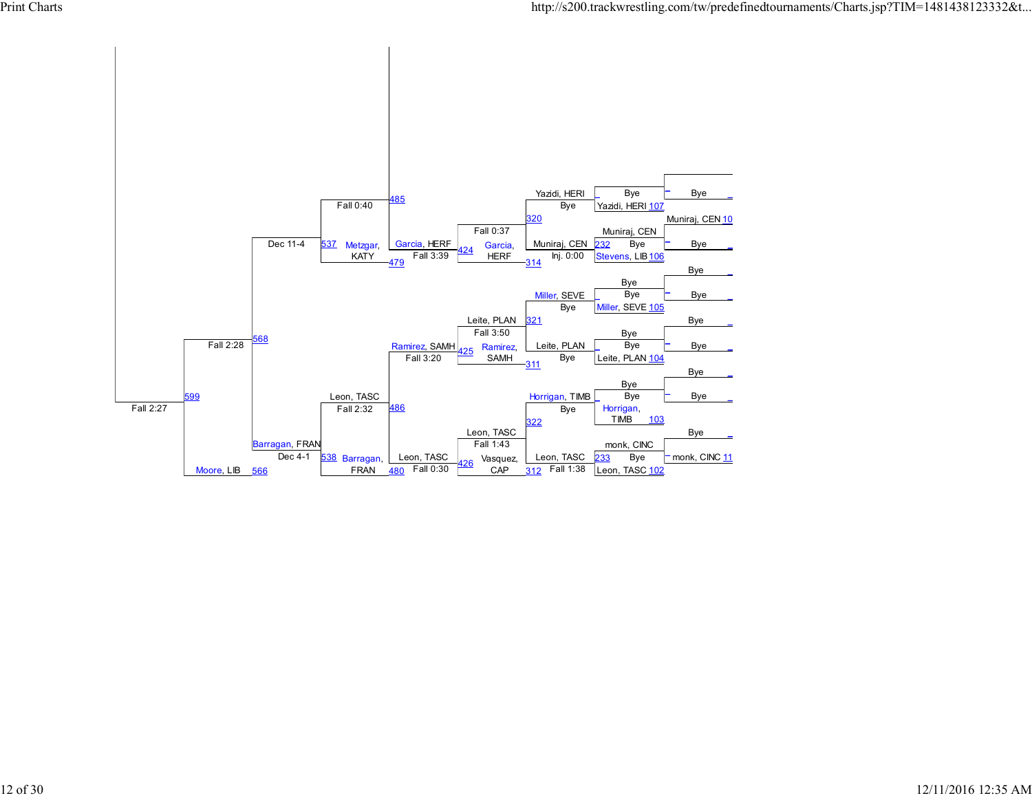| Round 1 | Round 2 | Round 3 | Round 4 | Round 5 | Round 6 | Round 7 |
|---|---|---|---|---|---|---|
| Bye | Yazidi, HERI 107 | Yazidi, HERI — Bye (320) | Garcia, HERF — Fall 0:37 (424) | Garcia, HERF — Fall 3:39 (479) | Metzgar, KATY — Fall 0:40 (537) | Dec 11-4 (568) |
| Muniraj, CEN 10 | Muniraj, CEN — Bye (232) | Muniraj, CEN — Inj. 0:00 (314) | | | | |
| Bye | Stevens, LIB 106 | | | | | |
| Bye | Bye | Miller, SEVE — Bye (321) | Leite, PLAN — Fall 3:50 (425) | Ramirez, SAMH — Fall 3:20 (486) | Leon, TASC — Fall 2:32 (538) | Barragan, FRAN — Dec 4-1 (566) |
| Bye | Miller, SEVE 105 | | | | | |
| Bye | Bye | Leite, PLAN — Bye (311) | Ramirez, SAMH | | | |
| Bye | Leite, PLAN 104 | | | | | |
| Bye | Bye | Horrigan, TIMB — Bye (322) | Leon, TASC — Fall 1:43 (426) | Leon, TASC — Fall 0:30 (480) | Barragan, FRAN | |
| Bye | Horrigan, TIMB 103 | | | | | |
| Bye | monk, CINC — Bye (233) | Leon, TASC — Fall 1:38 (312) | Vasquez, CAP | | | |
| monk, CINC 11 | Leon, TASC 102 | | | | | |

Additional bracket entries: 485; Fall 2:28 (599); Moore, LIB; Fall 2:27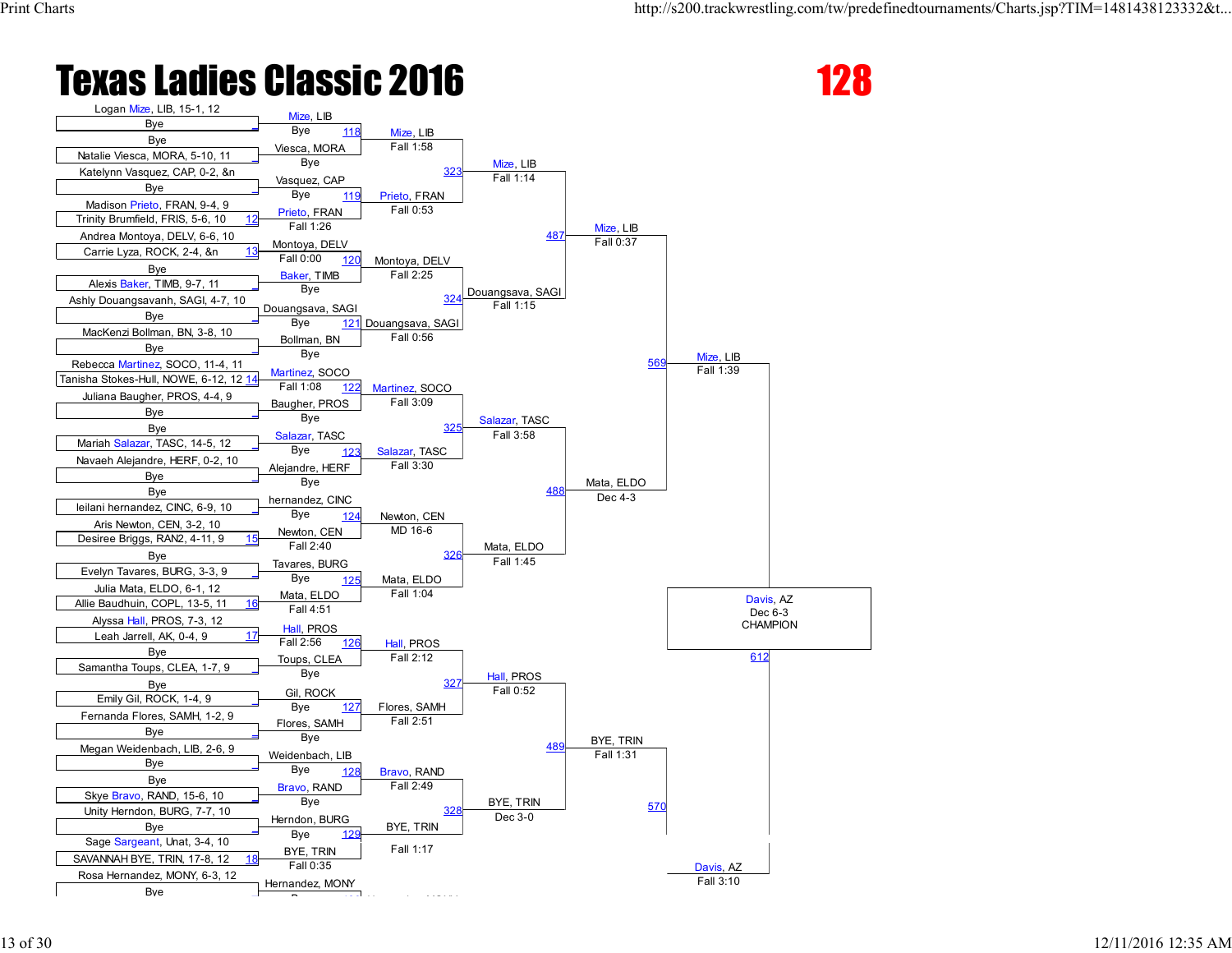# Texas Ladies Classic 2016

# 128

## First Round Entries

- Logan Mize, LIB, 15-1, 12
- Bye
- Bye
- Natalie Viesca, MORA, 5-10, 11
- Katelynn Vasquez, CAP, 0-2, &n
- Bye
- Madison Prieto, FRAN, 9-4, 9
- Trinity Brumfield, FRIS, 5-6, 10 — 12
- Andrea Montoya, DELV, 6-6, 10
- Carrie Lyza, ROCK, 2-4, &n — 13
- Bye
- Alexis Baker, TIMB, 9-7, 11
- Ashly Douangsavanh, SAGI, 4-7, 10
- Bye
- MacKenzi Bollman, BN, 3-8, 10
- Bye
- Rebecca Martinez, SOCO, 11-4, 11
- Tanisha Stokes-Hull, NOWE, 6-12, 12 — 14
- Juliana Baugher, PROS, 4-4, 9
- Bye
- Bye
- Mariah Salazar, TASC, 14-5, 12
- Navaeh Alejandre, HERF, 0-2, 10
- Bye
- Bye
- leilani hernandez, CINC, 6-9, 10
- Aris Newton, CEN, 3-2, 10
- Desiree Briggs, RAN2, 4-11, 9 — 15
- Bye
- Evelyn Tavares, BURG, 3-3, 9
- Julia Mata, ELDO, 6-1, 12
- Allie Baudhuin, COPL, 13-5, 11 — 16
- Alyssa Hall, PROS, 7-3, 12
- Leah Jarrell, AK, 0-4, 9 — 17
- Bye
- Samantha Toups, CLEA, 1-7, 9
- Bye
- Emily Gil, ROCK, 1-4, 9
- Fernanda Flores, SAMH, 1-2, 9
- Bye
- Megan Weidenbach, LIB, 2-6, 9
- Bye
- Bye
- Skye Bravo, RAND, 15-6, 10
- Unity Herndon, BURG, 7-7, 10
- Bye
- Sage Sargeant, Unat, 3-4, 10
- SAVANNAH BYE, TRIN, 17-8, 12 — 18
- Rosa Hernandez, MONY, 6-3, 12
- Bye

## Second Round

- Mize, LIB — Bye — 118
- Viesca, MORA — Bye
- Vasquez, CAP — Bye — 119
- Prieto, FRAN — Fall 1:26
- Montoya, DELV — Fall 0:00 — 120
- Baker, TIMB — Bye
- Douangsava, SAGI — Bye — 121
- Bollman, BN — Bye
- Martinez, SOCO — Fall 1:08 — 122
- Baugher, PROS — Bye
- Salazar, TASC — Bye — 123
- Alejandre, HERF — Bye
- hernandez, CINC — Bye — 124
- Newton, CEN — Fall 2:40
- Tavares, BURG — Bye — 125
- Mata, ELDO — Fall 4:51
- Hall, PROS — Fall 2:56 — 126
- Toups, CLEA — Bye
- Gil, ROCK — Bye — 127
- Flores, SAMH — Bye
- Weidenbach, LIB — Bye — 128
- Bravo, RAND — Bye
- Herndon, BURG — Bye — 129
- BYE, TRIN — Fall 0:35
- Hernandez, MONY

## Third Round

- Mize, LIB — Fall 1:58 — 323
- Prieto, FRAN — Fall 0:53
- Montoya, DELV — Fall 2:25 — 324
- Douangsava, SAGI — Fall 0:56
- Martinez, SOCO — Fall 3:09 — 325
- Salazar, TASC — Fall 3:30
- Newton, CEN — MD 16-6 — 326
- Mata, ELDO — Fall 1:04
- Hall, PROS — Fall 2:12 — 327
- Flores, SAMH — Fall 2:51
- Bravo, RAND — Fall 2:49 — 328
- BYE, TRIN — Fall 1:17

## Fourth Round

- Mize, LIB — Fall 1:14 — 487
- Douangsava, SAGI — Fall 1:15
- Salazar, TASC — Fall 3:58 — 488
- Mata, ELDO — Fall 1:45
- Hall, PROS — Fall 0:52 — 489
- BYE, TRIN — Dec 3-0

## Quarterfinals

- Mize, LIB — Fall 0:37 — 569
- Mata, ELDO — Dec 4-3
- BYE, TRIN — Fall 1:31 — 570

## Semifinals

- Mize, LIB — Fall 1:39 — 612
- Davis, AZ — Fall 3:10

## Champion

Davis, AZ
Dec 6-3
CHAMPION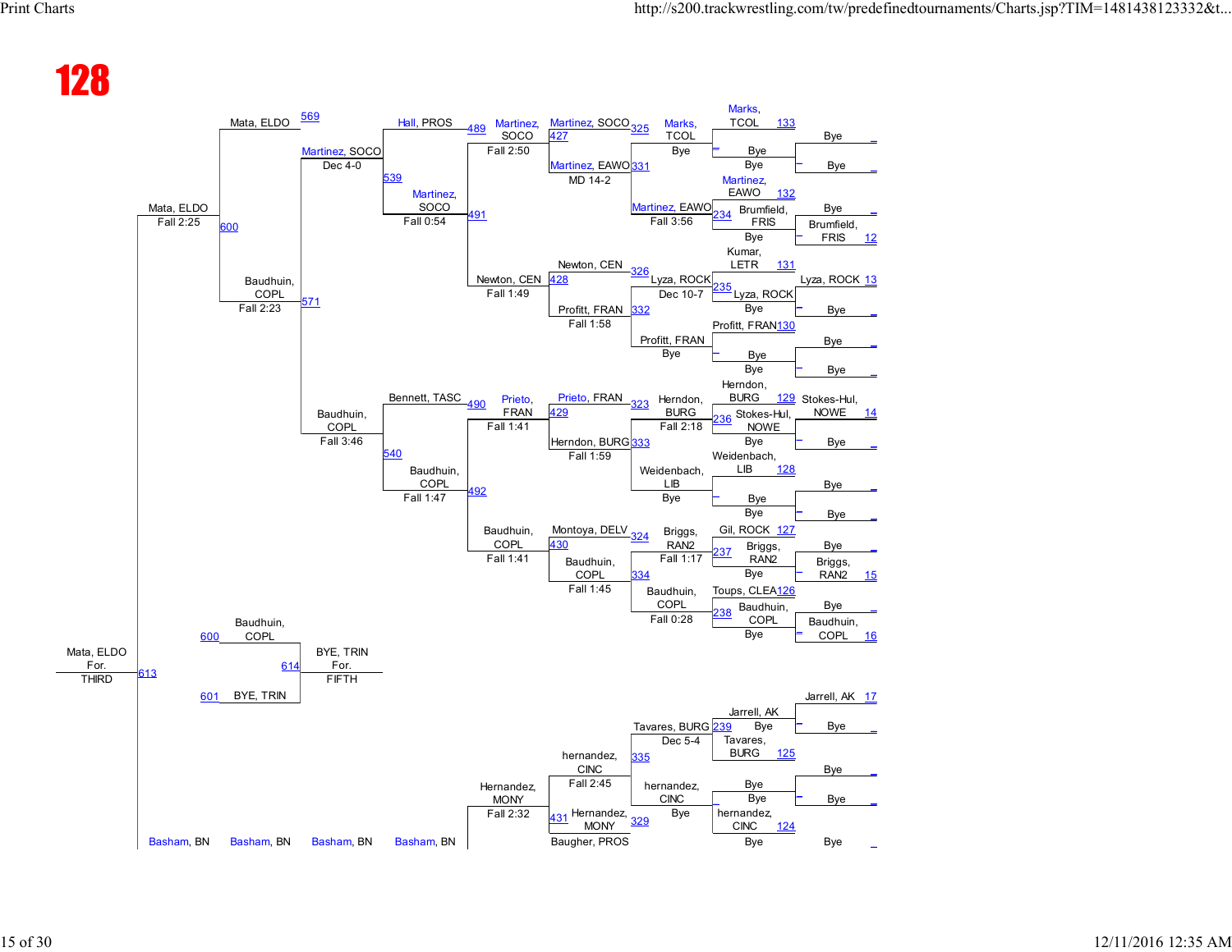# 128

## Round 1 (rightmost column)

| Wrestler | Wrestler | Bout |
|---|---|---|
| Bye | Bye | _ |
| Bye | Brumfield, FRIS | 12 |
| Lyza, ROCK | Bye | 13 |
| Bye | Bye | _ |
| Stokes-Hul, NOWE | Bye | 14 |
| Bye | Bye | _ |
| Bye | Briggs, RAN2 | 15 |
| Bye | Baudhuin, COPL | 16 |
| Jarrell, AK | Bye | 17 |
| Bye | Bye | _ |
| Bye | | _ |

## Round 2

| Wrestler | Wrestler | Bout |
|---|---|---|
| Marks, TCOL | Bye | 133 |
| Martinez, EAWO | Brumfield, FRIS (Bye) | 132 |
| Kumar, LETR | Lyza, ROCK (Bye) | 131 |
| Profitt, FRAN | Bye | 130 |
| Herndon, BURG | Stokes-Hul, NOWE (Bye) | 129 |
| Weidenbach, LIB | Bye | 128 |
| Gil, ROCK | Briggs, RAN2 (Bye) | 127 |
| Toups, CLEA | Baudhuin, COPL (Bye) | 126 |
| Jarrell, AK (Bye) | Tavares, BURG | 125 |
| Bye | hernandez, CINC | 124 |
| Bye | | |

## Round 3

| Winner | Result | Bout |
|---|---|---|
| Marks, TCOL | Bye | |
| Martinez, EAWO | Fall 3:56 | 234 |
| Lyza, ROCK | Dec 10-7 | 235 |
| Profitt, FRAN | Bye | |
| Herndon, BURG | Fall 2:18 | 236 |
| Weidenbach, LIB | Bye | |
| Briggs, RAN2 | Fall 1:17 | 237 |
| Baudhuin, COPL | Fall 0:28 | 238 |
| Tavares, BURG | Dec 5-4 | 239 |
| hernandez, CINC | Bye | |

## Round 4

| Wrestler | Wrestler | Bout | Winner | Result |
|---|---|---|---|---|
| Martinez, SOCO | Marks, TCOL | 325 | | |
| Martinez, EAWO | | 331 | Martinez, EAWO | MD 14-2 |
| Newton, CEN | Lyza, ROCK | 326 | | |
| Profitt, FRAN | Profitt, FRAN | 332 | Profitt, FRAN | Fall 1:58 |
| Prieto, FRAN | Herndon, BURG | 323 | | |
| Herndon, BURG | Weidenbach, LIB | 333 | Herndon, BURG | Fall 1:59 |
| Montoya, DELV | Briggs, RAN2 | 324 | | |
| Baudhuin, COPL | Baudhuin, COPL | 334 | Baudhuin, COPL | Fall 1:45 |
| Tavares, BURG | hernandez, CINC | 335 | hernandez, CINC | Fall 2:45 |
| hernandez, CINC | | 329 | | |
| Hernandez, MONY | Baugher, PROS | 431 | | |

## Round 5

| Wrestler | Wrestler | Bout | Winner | Result |
|---|---|---|---|---|
| Martinez, SOCO | Martinez, EAWO | 427 | Martinez, SOCO | Fall 2:50 |
| Newton, CEN | Profitt, FRAN | 428 | Newton, CEN | Fall 1:49 |
| Prieto, FRAN | Herndon, BURG | 429 | Prieto, FRAN | Fall 1:41 |
| Montoya, DELV | Baudhuin, COPL | 430 | Baudhuin, COPL | Fall 1:41 |
| hernandez, CINC | Hernandez, MONY | 431 | Hernandez, MONY | Fall 2:32 |

## Round 6

| Wrestler | Wrestler | Bout | Winner | Result |
|---|---|---|---|---|
| Hall, PROS | Martinez, SOCO | 489 / 491 | Martinez, SOCO | Fall 0:54 |
| Bennett, TASC | Prieto, FRAN | 490 | | |
| Baudhuin, COPL | | 492 | Baudhuin, COPL | Fall 1:47 |
| Basham, BN | Hernandez, MONY | | | |

## Round 7

| Wrestler | Wrestler | Bout | Winner | Result |
|---|---|---|---|---|
| Hall, PROS | Martinez, SOCO | 539 | Martinez, SOCO | Dec 4-0 |
| Bennett, TASC | Baudhuin, COPL | 540 | Baudhuin, COPL | Fall 3:46 |
| Basham, BN | | | | |

## Semifinal / Consolation

| Wrestler | Wrestler | Bout | Winner | Result |
|---|---|---|---|---|
| Mata, ELDO | | 569 | | |
| Martinez, SOCO | Baudhuin, COPL | 571 | Baudhuin, COPL | Fall 2:23 |
| Mata, ELDO | Baudhuin, COPL | 600 | Mata, ELDO | Fall 2:25 |
| Basham, BN | | | | |

## Placement Matches

| Wrestler | Wrestler | Bout | Winner | Result |
|---|---|---|---|---|
| Mata, ELDO | Basham, BN | 613 | Mata, ELDO | For. THIRD |
| Baudhuin, COPL (600) | BYE, TRIN (601) | 614 | BYE, TRIN | For. FIFTH |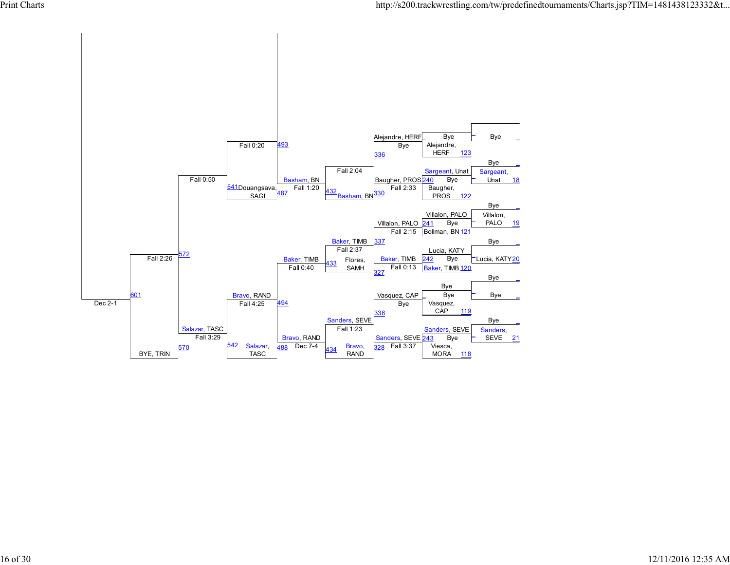| Match | Wrestlers | Result |
| --- | --- | --- |
| _ | Bye / Bye | |
| 18 | Bye / Sargeant, Unat | |
| 19 | Bye / Villalon, PALO | |
| 20 | Bye / Lucia, KATY | |
| _ | Bye / Bye | |
| 21 | Bye / Sanders, SEVE | |
| 123 | Bye / Alejandre, HERF | Bye |
| 240 / 122 | Sargeant, Unat / Baugher, PROS | Bye |
| 241 / 121 | Villalon, PALO / Bollman, BN | Bye |
| 242 / 120 | Lucia, KATY / Baker, TIMB | Bye |
| 119 | Bye / Vasquez, CAP | Bye |
| 243 / 118 | Sanders, SEVE / Viesca, MORA | Bye |
| 336 | Alejandre, HERF | Bye |
| 330 | Baugher, PROS | Fall 2:33 |
| 337 | Villalon, PALO | Fall 2:15 |
| 327 | Baker, TIMB | Fall 0:13 |
| 338 | Vasquez, CAP | Bye |
| 328 | Sanders, SEVE | Fall 3:37 |
| 432 | Basham, BN | Fall 2:04 |
| 433 | Baker, TIMB / Flores, SAMH | Fall 2:37 |
| 434 | Sanders, SEVE / Bravo, RAND | Fall 1:23 |
| 493 | | |
| 487 | Basham, BN | Fall 1:20 |
| 494 | Baker, TIMB | Fall 0:40 |
| 488 | Bravo, RAND | Dec 7-4 |
| 541 | Douangsava, SAGI | Fall 0:20 |
| 542 | Bravo, RAND / Salazar, TASC | Fall 4:25 |
| 572 | | Fall 0:50 |
| 570 | Salazar, TASC | Fall 3:29 |
| 601 | | Fall 2:26 |
| | BYE, TRIN | |
| | | Dec 2-1 |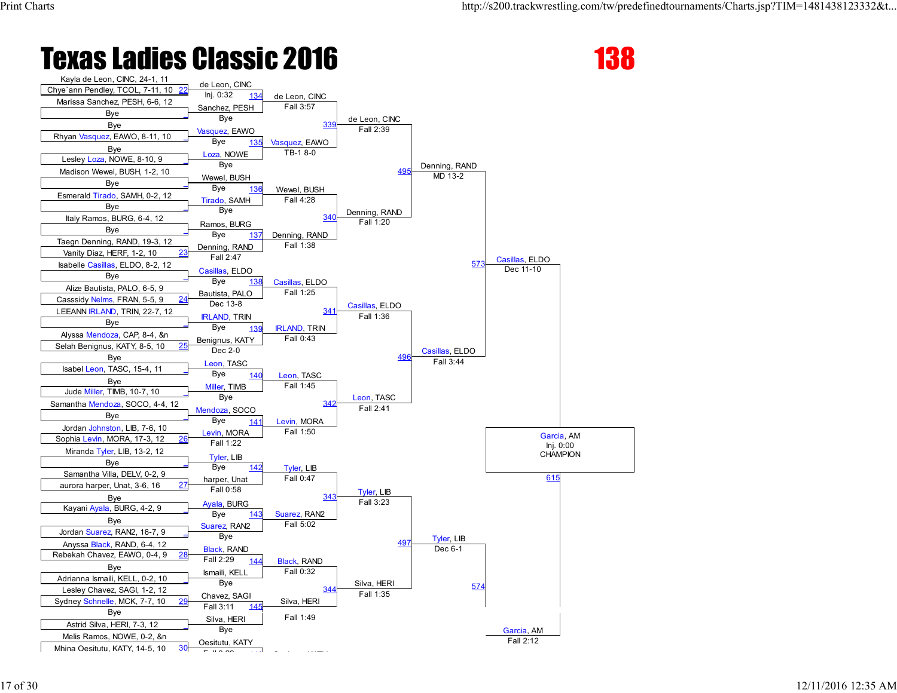# Texas Ladies Classic 2016

# 138

## First Round

| Bout | Wrestler 1 | Wrestler 2 | Winner | Result |
|---|---|---|---|---|
| 22 | Kayla de Leon, CINC, 24-1, 11 | Chye`ann Pendley, TCOL, 7-11, 10 | de Leon, CINC | Inj. 0:32 |
| | Marissa Sanchez, PESH, 6-6, 12 | Bye | Sanchez, PESH | Bye |
| | Bye | Rhyan Vasquez, EAWO, 8-11, 10 | Vasquez, EAWO | Bye |
| | Bye | Lesley Loza, NOWE, 8-10, 9 | Loza, NOWE | Bye |
| | Madison Wewel, BUSH, 1-2, 10 | Bye | Wewel, BUSH | Bye |
| | Esmerald Tirado, SAMH, 0-2, 12 | Bye | Tirado, SAMH | Bye |
| | Italy Ramos, BURG, 6-4, 12 | Bye | Ramos, BURG | Bye |
| 23 | Taegn Denning, RAND, 19-3, 12 | Vanity Diaz, HERF, 1-2, 10 | Denning, RAND | Fall 2:47 |
| | Isabelle Casillas, ELDO, 8-2, 12 | Bye | Casillas, ELDO | Bye |
| 24 | Alize Bautista, PALO, 6-5, 9 | Casssidy Nelms, FRAN, 5-5, 9 | Bautista, PALO | Dec 13-8 |
| | LEEANN IRLAND, TRIN, 22-7, 12 | Bye | IRLAND, TRIN | Bye |
| 25 | Alyssa Mendoza, CAP, 8-4, &n | Selah Benignus, KATY, 8-5, 10 | Benignus, KATY | Dec 2-0 |
| | Bye | Isabel Leon, TASC, 15-4, 11 | Leon, TASC | Bye |
| | Bye | Jude Miller, TIMB, 10-7, 10 | Miller, TIMB | Bye |
| | Samantha Mendoza, SOCO, 4-4, 12 | Bye | Mendoza, SOCO | Bye |
| 26 | Jordan Johnston, LIB, 7-6, 10 | Sophia Levin, MORA, 17-3, 12 | Levin, MORA | Fall 1:22 |
| | Miranda Tyler, LIB, 13-2, 12 | Bye | Tyler, LIB | Bye |
| 27 | Samantha Villa, DELV, 0-2, 9 | aurora harper, Unat, 3-6, 16 | harper, Unat | Fall 0:58 |
| | Bye | Kayani Ayala, BURG, 4-2, 9 | Ayala, BURG | Bye |
| | Bye | Jordan Suarez, RAN2, 16-7, 9 | Suarez, RAN2 | Bye |
| 28 | Anyssa Black, RAND, 6-4, 12 | Rebekah Chavez, EAWO, 0-4, 9 | Black, RAND | Fall 2:29 |
| | Bye | Adrianna Ismaili, KELL, 0-2, 10 | Ismaili, KELL | Bye |
| 29 | Lesley Chavez, SAGI, 1-2, 12 | Sydney Schnelle, MCK, 7-7, 10 | Chavez, SAGI | Fall 3:11 |
| | Bye | Astrid Silva, HERI, 7-3, 12 | Silva, HERI | Bye |
| 30 | Melis Ramos, NOWE, 0-2, &n | Mhina Oesitutu, KATY, 14-5, 10 | Oesitutu, KATY | |

## Second Round

| Bout | Winner | Result |
|---|---|---|
| 134 | de Leon, CINC | Fall 3:57 |
| 135 | Vasquez, EAWO | TB-1 8-0 |
| 136 | Wewel, BUSH | Fall 4:28 |
| 137 | Denning, RAND | Fall 1:38 |
| 138 | Casillas, ELDO | Fall 1:25 |
| 139 | IRLAND, TRIN | Fall 0:43 |
| 140 | Leon, TASC | Fall 1:45 |
| 141 | Levin, MORA | Fall 1:50 |
| 142 | Tyler, LIB | Fall 0:47 |
| 143 | Suarez, RAN2 | Fall 5:02 |
| 144 | Black, RAND | Fall 0:32 |
| 145 | Silva, HERI | Fall 1:49 |

## Third Round

| Bout | Winner | Result |
|---|---|---|
| 339 | de Leon, CINC | Fall 2:39 |
| 340 | Denning, RAND | Fall 1:20 |
| 341 | Casillas, ELDO | Fall 1:36 |
| 342 | Leon, TASC | Fall 2:41 |
| 343 | Tyler, LIB | Fall 3:23 |
| 344 | Silva, HERI | Fall 1:35 |

## Quarterfinals

| Bout | Winner | Result |
|---|---|---|
| 495 | Denning, RAND | MD 13-2 |
| 496 | Casillas, ELDO | Fall 3:44 |
| 497 | Tyler, LIB | Dec 6-1 |

## Semifinals

| Bout | Winner | Result |
|---|---|---|
| 573 | Casillas, ELDO | Dec 11-10 |
| 574 | Garcia, AM | Fall 2:12 |

## Final

| Bout | Winner | Result |
|---|---|---|
| 615 | Garcia, AM | Inj. 0:00 |

**CHAMPION: Garcia, AM**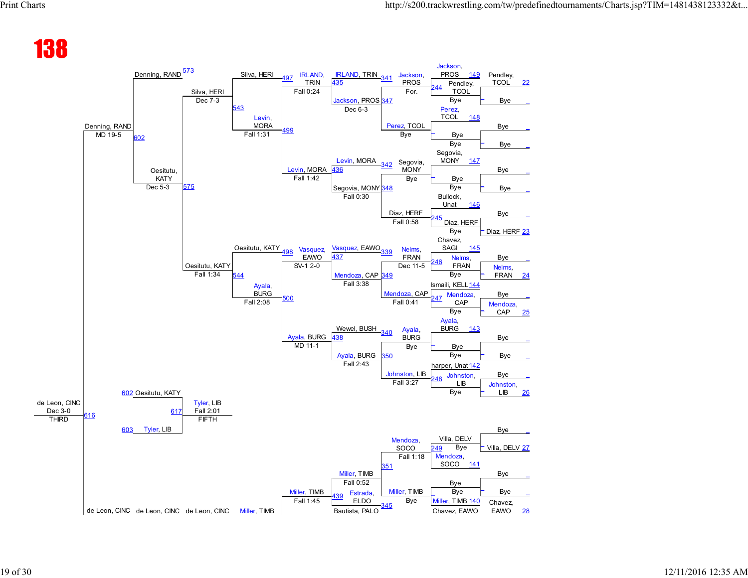# 138

**Championship Bracket**

| Bout | Wrestler 1 | Wrestler 2 | Winner | Result |
|---|---|---|---|---|
| 149 | Jackson, PROS | Pendley, TCOL | | |
| 22 | Pendley, TCOL | Bye | Pendley, TCOL | |
| 148 | Perez, TCOL | Bye | | |
| 147 | Segovia, MONY | Bye | | |
| 146 | Bullock, Unat | Diaz, HERF | | |
| 23 | Bye | Diaz, HERF | Diaz, HERF | |
| 145 | Chavez, SAGI | Nelms, FRAN | | |
| 24 | Bye | Nelms, FRAN | Nelms, FRAN | |
| 144 | Ismaili, KELL | Mendoza, CAP | | |
| 25 | Bye | Mendoza, CAP | Mendoza, CAP | |
| 143 | Ayala, BURG | Bye | | |
| 142 | harper, Unat | Johnston, LIB | | |
| 26 | Bye | Johnston, LIB | Johnston, LIB | |
| 27 | Bye | Villa, DELV | Villa, DELV | |
| 141 | Mendoza, SOCO | | | |
| 140 | Miller, TIMB | | | |
| 28 | Chavez, EAWO | | | |
| 244 | Pendley, TCOL | Bye | Jackson, PROS | For. |
| 245 | Bye | Diaz, HERF | Diaz, HERF | Fall 0:58 |
| 246 | Nelms, FRAN | Bye | Nelms, FRAN | Dec 11-5 |
| 247 | Mendoza, CAP | Bye | Mendoza, CAP | Fall 0:41 |
| 248 | Johnston, LIB | Bye | Johnston, LIB | Fall 3:27 |
| 249 | Villa, DELV | Bye | Mendoza, SOCO | Fall 1:18 |
| 341 | IRLAND, TRIN | Jackson, PROS | | |
| 347 | Jackson, PROS | Perez, TCOL | Jackson, PROS | Dec 6-3 |
| 342 | Levin, MORA | Segovia, MONY | | |
| 348 | Segovia, MONY | Diaz, HERF | Segovia, MONY | Fall 0:30 |
| 339 | Vasquez, EAWO | Nelms, FRAN | | |
| 349 | Mendoza, CAP | Mendoza, CAP | Mendoza, CAP | Fall 3:38 |
| 340 | Wewel, BUSH | Ayala, BURG | | |
| 350 | Ayala, BURG | Johnston, LIB | Ayala, BURG | Fall 2:43 |
| 351 | Mendoza, SOCO | Miller, TIMB | Miller, TIMB | Fall 0:52 |
| 345 | Bautista, PALO | Miller, TIMB | | |
| 435 | IRLAND, TRIN | Jackson, PROS | IRLAND, TRIN | Fall 0:24 |
| 436 | Levin, MORA | Segovia, MONY | Levin, MORA | Fall 1:42 |
| 437 | Vasquez, EAWO | Mendoza, CAP | Vasquez, EAWO | SV-1 2-0 |
| 438 | Wewel, BUSH | Ayala, BURG | Ayala, BURG | MD 11-1 |
| 439 | Miller, TIMB | Estrada, ELDO | Miller, TIMB | Fall 1:45 |
| 497 | Silva, HERI | IRLAND, TRIN | | |
| 499 | Levin, MORA | | Levin, MORA | Fall 1:31 |
| 498 | Oesitutu, KATY | Vasquez, EAWO | | |
| 500 | Ayala, BURG | | Ayala, BURG | Fall 2:08 |
| 543 | Silva, HERI | Levin, MORA | Silva, HERI | Dec 7-3 |
| 544 | Oesitutu, KATY | Ayala, BURG | Oesitutu, KATY | Fall 1:34 |
| 573 | Denning, RAND | | | |
| 575 | Silva, HERI | Oesitutu, KATY | Oesitutu, KATY | Dec 5-3 |
| 602 | Denning, RAND | Oesitutu, KATY | Denning, RAND | MD 19-5 |
| 616 | Denning, RAND | de Leon, CINC | de Leon, CINC | Dec 3-0 (THIRD) |

de Leon, CINC — de Leon, CINC — de Leon, CINC — Miller, TIMB

**Fifth Place**

| Bout | Wrestler 1 | Wrestler 2 | Winner | Result |
|---|---|---|---|---|
| 617 | 602 Oesitutu, KATY | 603 Tyler, LIB | Tyler, LIB | Fall 2:01 (FIFTH) |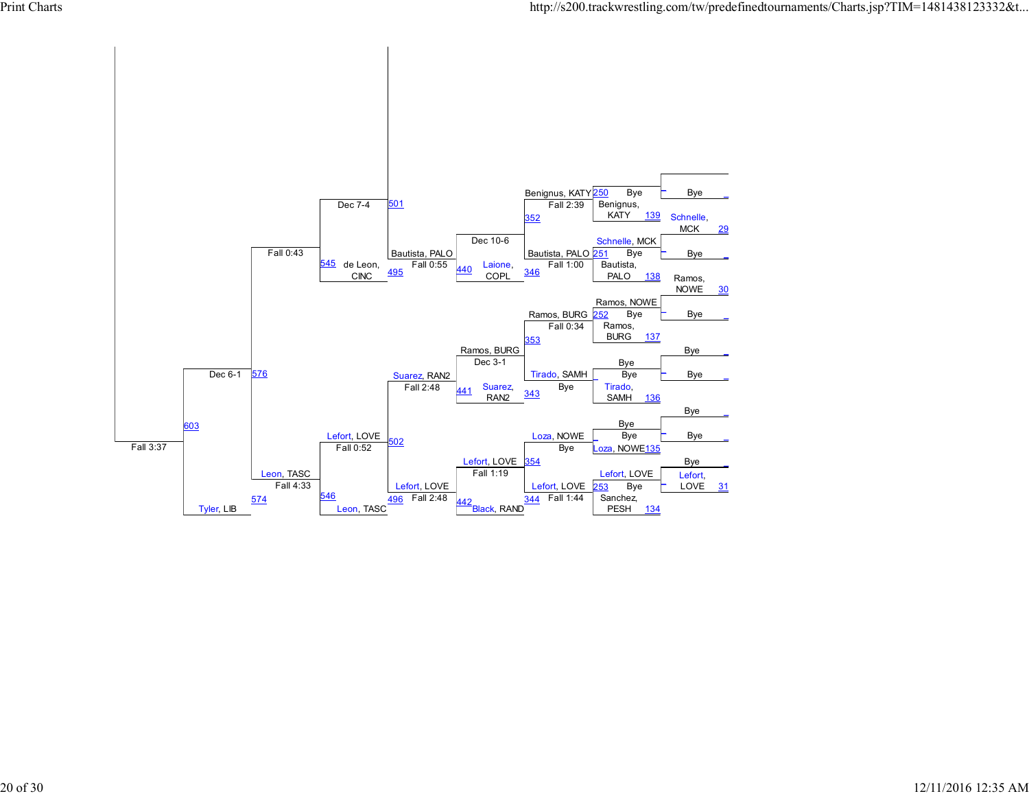| Match | Competitor / Result | Competitor / Result | Result |
|---|---|---|---|
| _ | Bye | Schnelle, MCK | 29 |
| _ | Bye | Ramos, NOWE | 30 |
| _ | Bye | Bye | _ |
| _ | Bye | Bye | _ |
| _ | Bye | Bye | _ |
| _ | Bye | Lefort, LOVE | 31 |

| Match | Top | Bottom | Result |
|---|---|---|---|
| 250 | Benignus, KATY | Benignus, KATY (139) | Bye |
| 251 | Schnelle, MCK | Bautista, PALO (138) | Bye |
| 252 | Ramos, NOWE | Ramos, BURG (137) | Bye |
| _ | Bye | Tirado, SAMH (136) | Bye |
| _ | Bye | Loza, NOWE (135) | Bye |
| 253 | Lefort, LOVE | Sanchez, PESH (134) | Bye |

| Match | Top | Bottom | Result |
|---|---|---|---|
| 352 | Benignus, KATY | Bautista, PALO | Fall 2:39 |
| 346 | Bautista, PALO | Laione, COPL | Fall 1:00 |
| 353 | Ramos, BURG | Tirado, SAMH | Fall 0:34 |
| 343 | Tirado, SAMH | Suarez, RAN2 | Bye |
| 354 | Loza, NOWE | Lefort, LOVE | Bye |
| 344 | Lefort, LOVE | Black, RAND | Fall 1:44 |

| Match | Top | Bottom | Result |
|---|---|---|---|
| 440 | Bautista, PALO | Laione, COPL | Dec 10-6 |
| 441 | Ramos, BURG | Suarez, RAN2 | Dec 3-1 |
| 442 | Lefort, LOVE | Black, RAND | Fall 1:19 |

| Match | Top | Bottom | Result |
|---|---|---|---|
| 501 | | Bautista, PALO | |
| 495 | Bautista, PALO | de Leon, CINC | Fall 0:55 |
| 502 | Suarez, RAN2 | Lefort, LOVE | Fall 2:48 |
| 496 | Lefort, LOVE | Leon, TASC | Fall 2:48 |

| Match | Top | Bottom | Result |
|---|---|---|---|
| 545 | | de Leon, CINC | Dec 7-4 |
| 546 | Lefort, LOVE | Leon, TASC | Fall 0:52 |

| Match | Top | Bottom | Result |
|---|---|---|---|
| 576 | | Leon, TASC | Fall 0:43 |
| 574 | Leon, TASC | Tyler, LIB | Fall 4:33 |

| Match | Top | Bottom | Result |
|---|---|---|---|
| 603 | | Tyler, LIB | Dec 6-1 |

Fall 3:37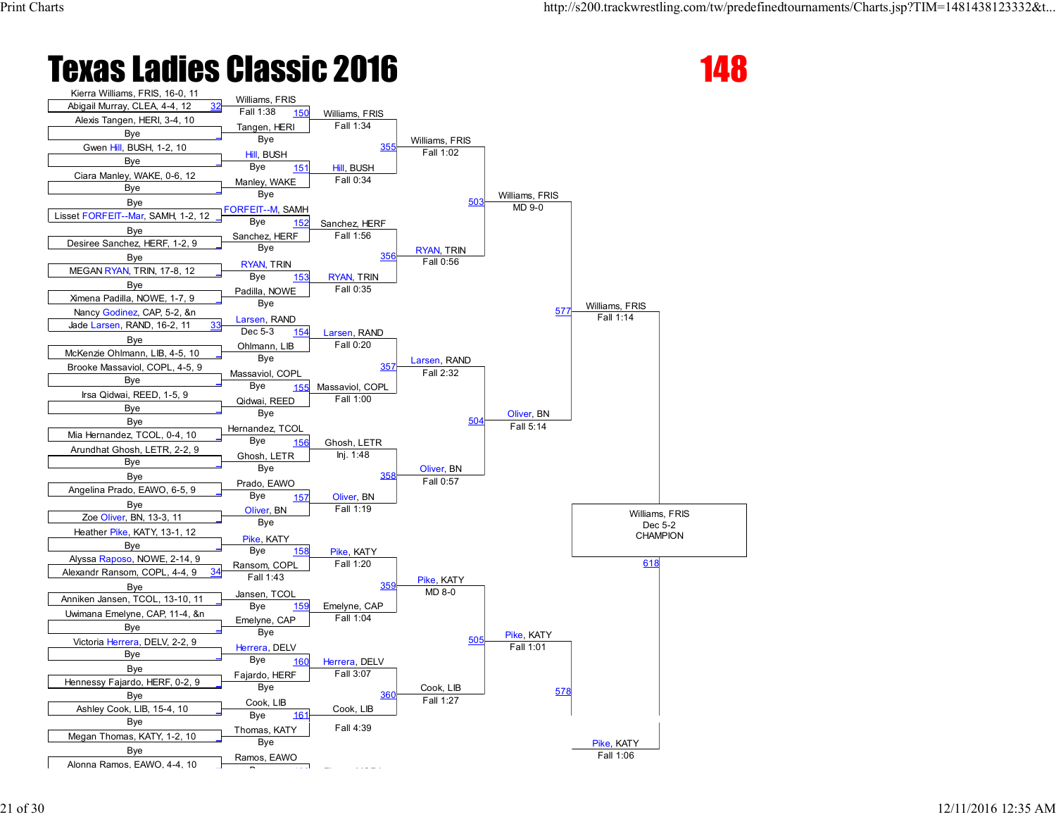# Texas Ladies Classic 2016

## 148

### First Round

| Wrestler | Opponent |
|---|---|
| Kierra Williams, FRIS, 16-0, 11 | Abigail Murray, CLEA, 4-4, 12 |
| Alexis Tangen, HERI, 3-4, 10 | Bye |
| Gwen Hill, BUSH, 1-2, 10 | Bye |
| Ciara Manley, WAKE, 0-6, 12 | Bye |
| Bye | Lisset FORFEIT--Mar, SAMH, 1-2, 12 |
| Bye | Desiree Sanchez, HERF, 1-2, 9 |
| Bye | MEGAN RYAN, TRIN, 17-8, 12 |
| Bye | Ximena Padilla, NOWE, 1-7, 9 |
| Nancy Godinez, CAP, 5-2, &n | Jade Larsen, RAND, 16-2, 11 |
| Bye | McKenzie Ohlmann, LIB, 4-5, 10 |
| Brooke Massaviol, COPL, 4-5, 9 | Bye |
| Irsa Qidwai, REED, 1-5, 9 | Bye |
| Bye | Mia Hernandez, TCOL, 0-4, 10 |
| Arundhat Ghosh, LETR, 2-2, 9 | Bye |
| Bye | Angelina Prado, EAWO, 6-5, 9 |
| Bye | Zoe Oliver, BN, 13-3, 11 |
| Heather Pike, KATY, 13-1, 12 | Bye |
| Alyssa Raposo, NOWE, 2-14, 9 | Alexandr Ransom, COPL, 4-4, 9 |
| Bye | Anniken Jansen, TCOL, 13-10, 11 |
| Uwimana Emelyne, CAP, 11-4, &n | Bye |
| Victoria Herrera, DELV, 2-2, 9 | Bye |
| Bye | Hennessy Fajardo, HERF, 0-2, 9 |
| Bye | Ashley Cook, LIB, 15-4, 10 |
| Bye | Megan Thomas, KATY, 1-2, 10 |
| Bye | Alonna Ramos, EAWO, 4-4, 10 |

### Second Round

| Bout | Winner | Result |
|---|---|---|
| 32 | Williams, FRIS | Fall 1:38 |
| | Tangen, HERI | Bye |
| | Hill, BUSH | Bye |
| | Manley, WAKE | Bye |
| | FORFEIT--M, SAMH | Bye |
| | Sanchez, HERF | Bye |
| | RYAN, TRIN | Bye |
| | Padilla, NOWE | Bye |
| 33 | Larsen, RAND | Dec 5-3 |
| | Ohlmann, LIB | Bye |
| | Massaviol, COPL | Bye |
| | Qidwai, REED | Bye |
| | Hernandez, TCOL | Bye |
| | Ghosh, LETR | Bye |
| | Prado, EAWO | Bye |
| | Oliver, BN | Bye |
| | Pike, KATY | Bye |
| 34 | Ransom, COPL | Fall 1:43 |
| | Jansen, TCOL | Bye |
| | Emelyne, CAP | Bye |
| | Herrera, DELV | Bye |
| | Fajardo, HERF | Bye |
| | Cook, LIB | Bye |
| | Thomas, KATY | Bye |
| | Ramos, EAWO | |

### Third Round

| Bout | Winner | Result |
|---|---|---|
| 150 | Williams, FRIS | Fall 1:34 |
| 151 | Hill, BUSH | Fall 0:34 |
| 152 | Sanchez, HERF | Fall 1:56 |
| 153 | RYAN, TRIN | Fall 0:35 |
| 154 | Larsen, RAND | Fall 0:20 |
| 155 | Massaviol, COPL | Fall 1:00 |
| 156 | Ghosh, LETR | Inj. 1:48 |
| 157 | Oliver, BN | Fall 1:19 |
| 158 | Pike, KATY | Fall 1:20 |
| 159 | Emelyne, CAP | Fall 1:04 |
| 160 | Herrera, DELV | Fall 3:07 |
| 161 | Cook, LIB | Fall 4:39 |

### Fourth Round

| Bout | Winner | Result |
|---|---|---|
| 355 | Williams, FRIS | Fall 1:02 |
| 356 | RYAN, TRIN | Fall 0:56 |
| 357 | Larsen, RAND | Fall 2:32 |
| 358 | Oliver, BN | Fall 0:57 |
| 359 | Pike, KATY | MD 8-0 |
| 360 | Cook, LIB | Fall 1:27 |

### Quarterfinals

| Bout | Winner | Result |
|---|---|---|
| 503 | Williams, FRIS | MD 9-0 |
| 504 | Oliver, BN | Fall 5:14 |
| 505 | Pike, KATY | Fall 1:01 |

### Semifinals

| Bout | Winner | Result |
|---|---|---|
| 577 | Williams, FRIS | Fall 1:14 |
| 578 | Pike, KATY | Fall 1:06 |

### Final

| Bout | Winner | Result |
|---|---|---|
| 618 | Williams, FRIS | Dec 5-2 CHAMPION |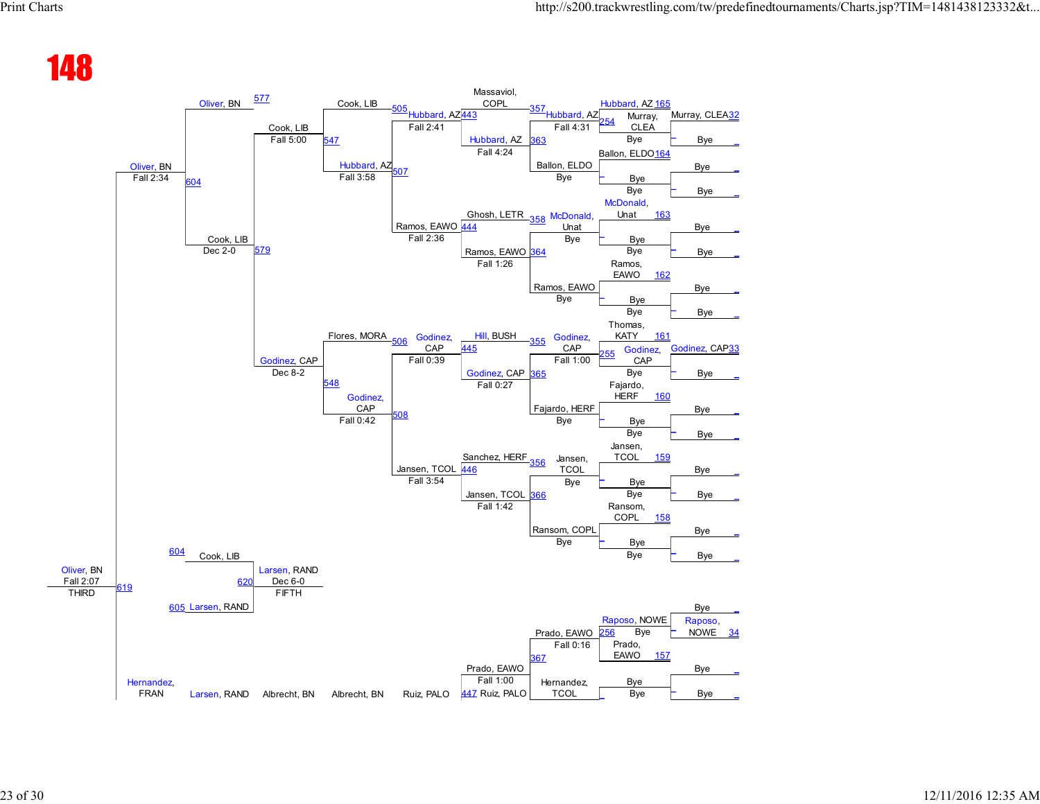# 148

## Championship Bracket

### Preliminary Round

| Bout | Wrestler | Result |
|---|---|---|
| 165 | Hubbard, AZ | |
| 254 | Murray, CLEA | Bye |
| 164 | Ballon, ELDO | Bye |
| 163 | McDonald, Unat | Bye |
| 162 | Ramos, EAWO | Bye |
| 161 | Thomas, KATY | |
| 255 | Godinez, CAP | Bye |
| 160 | Fajardo, HERF | Bye |
| 159 | Jansen, TCOL | Bye |
| 158 | Ransom, COPL | Bye |
| 256 | Raposo, NOWE | Bye |
| 157 | Prado, EAWO | Bye |

### Round 1

| Bout | Winner | Result |
|---|---|---|
| 357 | Hubbard, AZ | Fall 4:31 |
| 358 | McDonald, Unat | Bye |
| 355 | Godinez, CAP | Fall 1:00 |
| 356 | Jansen, TCOL | Bye |
| 367 | Prado, EAWO | Fall 0:16 |

### Round 2

| Bout | Matchup | Winner | Result |
|---|---|---|---|
| 363 | Massaviol, COPL vs Hubbard, AZ | Hubbard, AZ | Fall 4:24 |
| 364 | Ghosh, LETR vs Ramos, EAWO | Ramos, EAWO | Fall 1:26 |
| 365 | Hill, BUSH vs Godinez, CAP | Godinez, CAP | Fall 0:27 |
| 366 | Sanchez, HERF vs Jansen, TCOL | Jansen, TCOL | Fall 1:42 |
| 447 | Prado, EAWO vs Ruiz, PALO | Prado, EAWO | Fall 1:00 |

Other entries: Ballon, ELDO (Bye); Fajardo, HERF (Bye); Ransom, COPL (Bye); Hernandez, TCOL.

### Round 3

| Bout | Matchup | Winner | Result |
|---|---|---|---|
| 443 / 444 → 507 | Hubbard, AZ vs Ramos, EAWO | Hubbard, AZ | Fall 3:58 |
| 445 / 446 → 508 | Godinez, CAP vs Jansen, TCOL | Godinez, CAP | Fall 0:42 |

Results: Hubbard, AZ (Fall 2:41); Ramos, EAWO (Fall 2:36); Godinez, CAP (Fall 0:39); Jansen, TCOL (Fall 3:54)

### Round 4

| Bout | Matchup | Winner | Result |
|---|---|---|---|
| 505 / 507 → 547 | Cook, LIB vs Hubbard, AZ | Cook, LIB | Fall 5:00 |
| 506 / 508 → 548 | Flores, MORA vs Godinez, CAP | Godinez, CAP | Dec 8-2 |

### Round 5

| Bout | Matchup | Winner | Result |
|---|---|---|---|
| 579 | Cook, LIB vs Godinez, CAP | Cook, LIB | Dec 2-0 |

### Round 6

| Bout | Matchup | Winner | Result |
|---|---|---|---|
| 577 / 604 | Oliver, BN vs Cook, LIB | Oliver, BN | Fall 2:34 |

### Third Place

| Bout | Matchup | Winner | Result |
|---|---|---|---|
| 619 | Oliver, BN vs Hernandez, FRAN | Oliver, BN | Fall 2:07 — THIRD |

### Fifth Place

| Bout | Matchup | Winner | Result |
|---|---|---|---|
| 620 | Cook, LIB (604) vs Larsen, RAND (605) | Larsen, RAND | Dec 6-0 — FIFTH |

### Other bracket lines

Murray, CLEA 32; Godinez, CAP 33; Raposo, NOWE 34

Hernandez, FRAN — Larsen, RAND — Albrecht, BN — Albrecht, BN — Ruiz, PALO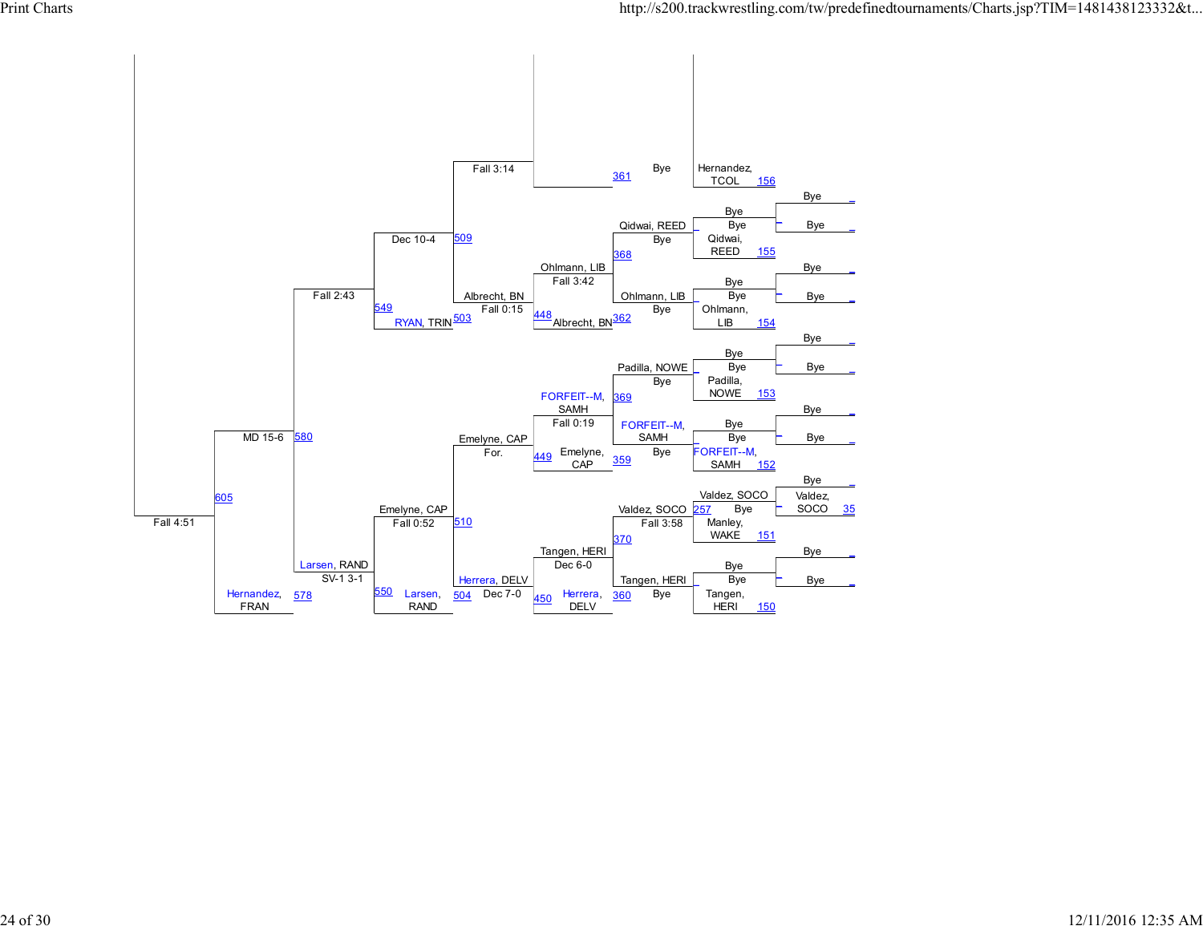| Match | Wrestler / Result | Wrestler / Result |
| --- | --- | --- |
| 35 | Valdez, SOCO | Bye |
| 156 | Hernandez, TCOL | Bye |
| 155 | Qidwai, REED | Bye |
| 154 | Ohlmann, LIB | Bye |
| 153 | Padilla, NOWE | Bye |
| 152 | FORFEIT--M, SAMH | Bye |
| 151 | Manley, WAKE | Valdez, SOCO |
| 150 | Tangen, HERI | Bye |
| 257 | Valdez, SOCO — Bye | |
| 361 | Hernandez, TCOL — Bye | |
| 368 | Qidwai, REED — Bye | |
| 362 | Ohlmann, LIB — Bye | |
| 369 | Padilla, NOWE — Bye | |
| 359 | FORFEIT--M, SAMH — Bye | |
| 370 | Valdez, SOCO — Fall 3:58 | |
| 360 | Tangen, HERI — Bye | |
| 448 | Ohlmann, LIB — Fall 3:42 | Albrecht, BN |
| 449 | FORFEIT--M, SAMH — Fall 0:19 | Emelyne, CAP |
| 450 | Tangen, HERI — Dec 6-0 | Herrera, DELV |
| 509 | Fall 3:14 | |
| 503 | Albrecht, BN — Fall 0:15 | RYAN, TRIN |
| 510 | Emelyne, CAP — For. | |
| 504 | Herrera, DELV — Dec 7-0 | Larsen, RAND |
| 549 | Dec 10-4 | |
| 550 | Emelyne, CAP — Fall 0:52 | |
| 580 | Fall 2:43 | |
| 578 | Larsen, RAND — SV-1 3-1 | Hernandez, FRAN |
| 605 | MD 15-6 | |
| | Fall 4:51 | |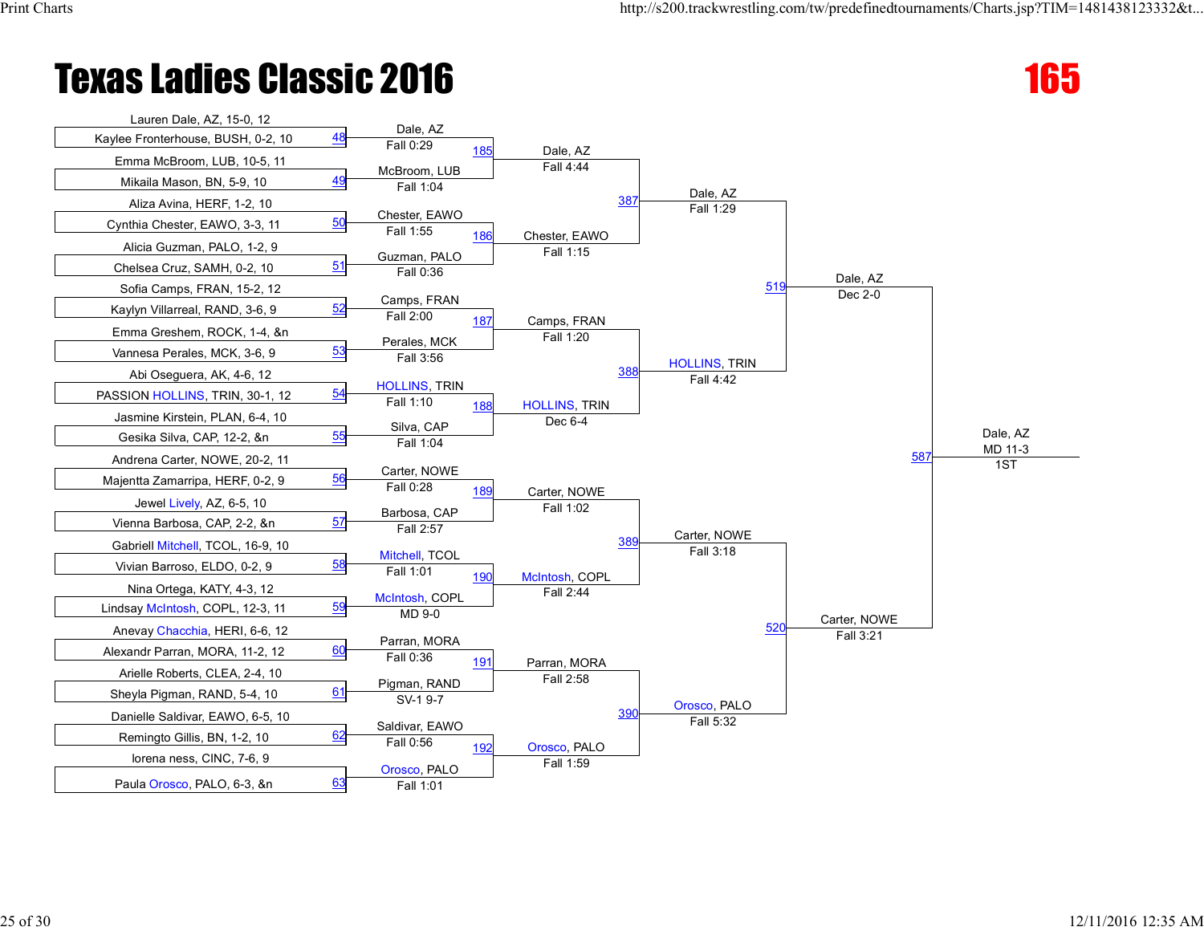# Texas Ladies Classic 2016

## 165

### First Round

| Bout | Wrestler 1 | Wrestler 2 | Winner | Result |
|---|---|---|---|---|
| 48 | Lauren Dale, AZ, 15-0, 12 | Kaylee Fronterhouse, BUSH, 0-2, 10 | Dale, AZ | Fall 0:29 |
| 49 | Emma McBroom, LUB, 10-5, 11 | Mikaila Mason, BN, 5-9, 10 | McBroom, LUB | Fall 1:04 |
| 50 | Aliza Avina, HERF, 1-2, 10 | Cynthia Chester, EAWO, 3-3, 11 | Chester, EAWO | Fall 1:55 |
| 51 | Alicia Guzman, PALO, 1-2, 9 | Chelsea Cruz, SAMH, 0-2, 10 | Guzman, PALO | Fall 0:36 |
| 52 | Sofia Camps, FRAN, 15-2, 12 | Kaylyn Villarreal, RAND, 3-6, 9 | Camps, FRAN | Fall 2:00 |
| 53 | Emma Greshem, ROCK, 1-4, &n | Vannesa Perales, MCK, 3-6, 9 | Perales, MCK | Fall 3:56 |
| 54 | Abi Oseguera, AK, 4-6, 12 | PASSION HOLLINS, TRIN, 30-1, 12 | HOLLINS, TRIN | Fall 1:10 |
| 55 | Jasmine Kirstein, PLAN, 6-4, 10 | Gesika Silva, CAP, 12-2, &n | Silva, CAP | Fall 1:04 |
| 56 | Andrena Carter, NOWE, 20-2, 11 | Majentta Zamarripa, HERF, 0-2, 9 | Carter, NOWE | Fall 0:28 |
| 57 | Jewel Lively, AZ, 6-5, 10 | Vienna Barbosa, CAP, 2-2, &n | Barbosa, CAP | Fall 2:57 |
| 58 | Gabriell Mitchell, TCOL, 16-9, 10 | Vivian Barroso, ELDO, 0-2, 9 | Mitchell, TCOL | Fall 1:01 |
| 59 | Nina Ortega, KATY, 4-3, 12 | Lindsay McIntosh, COPL, 12-3, 11 | McIntosh, COPL | MD 9-0 |
| 60 | Anevay Chacchia, HERI, 6-6, 12 | Alexandr Parran, MORA, 11-2, 12 | Parran, MORA | Fall 0:36 |
| 61 | Arielle Roberts, CLEA, 2-4, 10 | Sheyla Pigman, RAND, 5-4, 10 | Pigman, RAND | SV-1 9-7 |
| 62 | Danielle Saldivar, EAWO, 6-5, 10 | Remingto Gillis, BN, 1-2, 10 | Saldivar, EAWO | Fall 0:56 |
| 63 | lorena ness, CINC, 7-6, 9 | Paula Orosco, PALO, 6-3, &n | Orosco, PALO | Fall 1:01 |

### Second Round

| Bout | Winner | Result |
|---|---|---|
| 185 | Dale, AZ | Fall 4:44 |
| 186 | Chester, EAWO | Fall 1:15 |
| 187 | Camps, FRAN | Fall 1:20 |
| 188 | HOLLINS, TRIN | Dec 6-4 |
| 189 | Carter, NOWE | Fall 1:02 |
| 190 | McIntosh, COPL | Fall 2:44 |
| 191 | Parran, MORA | Fall 2:58 |
| 192 | Orosco, PALO | Fall 1:59 |

### Quarterfinals

| Bout | Winner | Result |
|---|---|---|
| 387 | Dale, AZ | Fall 1:29 |
| 388 | HOLLINS, TRIN | Fall 4:42 |
| 389 | Carter, NOWE | Fall 3:18 |
| 390 | Orosco, PALO | Fall 5:32 |

### Semifinals

| Bout | Winner | Result |
|---|---|---|
| 519 | Dale, AZ | Dec 2-0 |
| 520 | Carter, NOWE | Fall 3:21 |

### Final

| Bout | Winner | Result | Place |
|---|---|---|---|
| 587 | Dale, AZ | MD 11-3 | 1ST |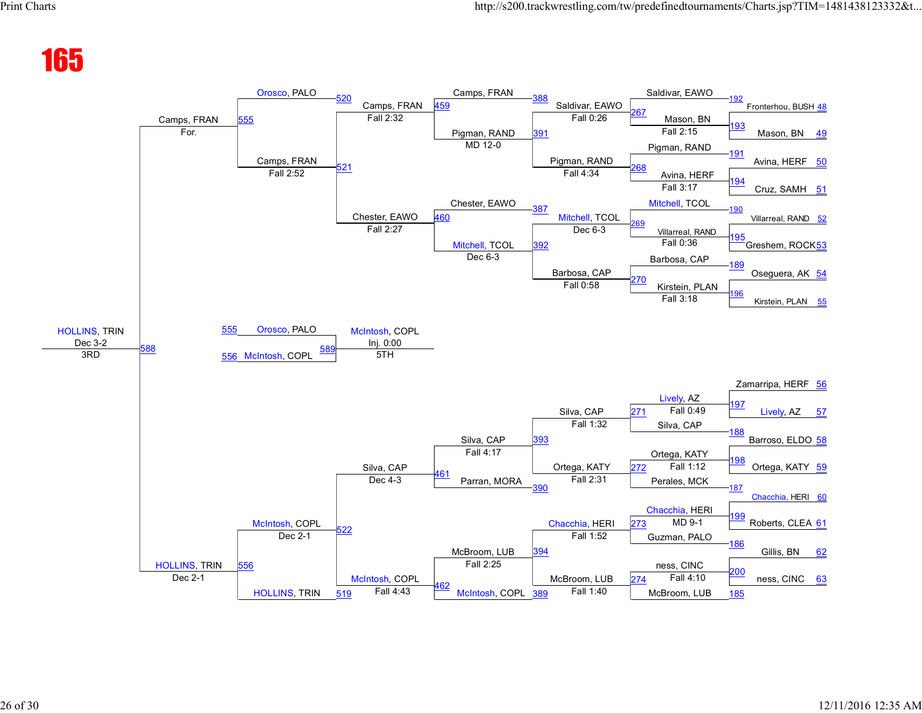# 165

**Column 1 (Placement)**

- 588: HOLLINS, TRIN — Dec 3-2 — 3RD

**Column 2**

- Camps, FRAN — For.
- 556: HOLLINS, TRIN — Dec 2-1

**Column 3**

- 555: Orosco, PALO
- Camps, FRAN — Fall 2:52
- 555: Orosco, PALO
- 556: McIntosh, COPL
- 589: McIntosh, COPL — Inj. 0:00 — 5TH
- McIntosh, COPL — Dec 2-1
- 519: HOLLINS, TRIN

**Column 4**

- 520 / 521: Camps, FRAN — Fall 2:32
- Chester, EAWO — Fall 2:27
- 522: Silva, CAP — Dec 4-3
- McIntosh, COPL — Fall 4:43

**Column 5**

- 459: Camps, FRAN
- Pigman, RAND — MD 12-0
- 460: Chester, EAWO
- Mitchell, TCOL — Dec 6-3
- 461: Silva, CAP — Fall 4:17
- Parran, MORA
- 462: McBroom, LUB — Fall 2:25
- McIntosh, COPL

**Column 6**

- 388: Saldivar, EAWO — Fall 0:26
- 391: Pigman, RAND — Fall 4:34
- 387: Mitchell, TCOL — Dec 6-3
- 392: Barbosa, CAP — Fall 0:58
- Silva, CAP — Fall 1:32
- 393: Ortega, KATY — Fall 2:31
- 390
- Chacchia, HERI — Fall 1:52
- 394: McBroom, LUB — Fall 1:40
- 389

**Column 7**

- Saldivar, EAWO
- 267: Mason, BN — Fall 2:15
- Pigman, RAND
- 268: Avina, HERF — Fall 3:17
- Mitchell, TCOL
- 269: Villarreal, RAND — Fall 0:36
- Barbosa, CAP
- 270: Kirstein, PLAN — Fall 3:18
- Lively, AZ — Fall 0:49
- 271: Silva, CAP
- Ortega, KATY — Fall 1:12
- 272: Perales, MCK
- Chacchia, HERI — MD 9-1
- 273: Guzman, PALO
- ness, CINC — Fall 4:10
- 274: McBroom, LUB

**Column 8 (First Round)**

- 192: Fronterhou, BUSH (48)
- 193: Mason, BN (49)
- 191: Avina, HERF (50)
- 194: Cruz, SAMH (51)
- 190: Villarreal, RAND (52)
- 195: Greshem, ROCK (53)
- 189: Oseguera, AK (54)
- 196: Kirstein, PLAN (55)
- Zamarripa, HERF (56)
- 197: Lively, AZ (57)
- 188: Barroso, ELDO (58)
- 198: Ortega, KATY (59)
- 187: Chacchia, HERI (60)
- 199: Roberts, CLEA (61)
- 186: Gillis, BN (62)
- 200: ness, CINC (63)
- 185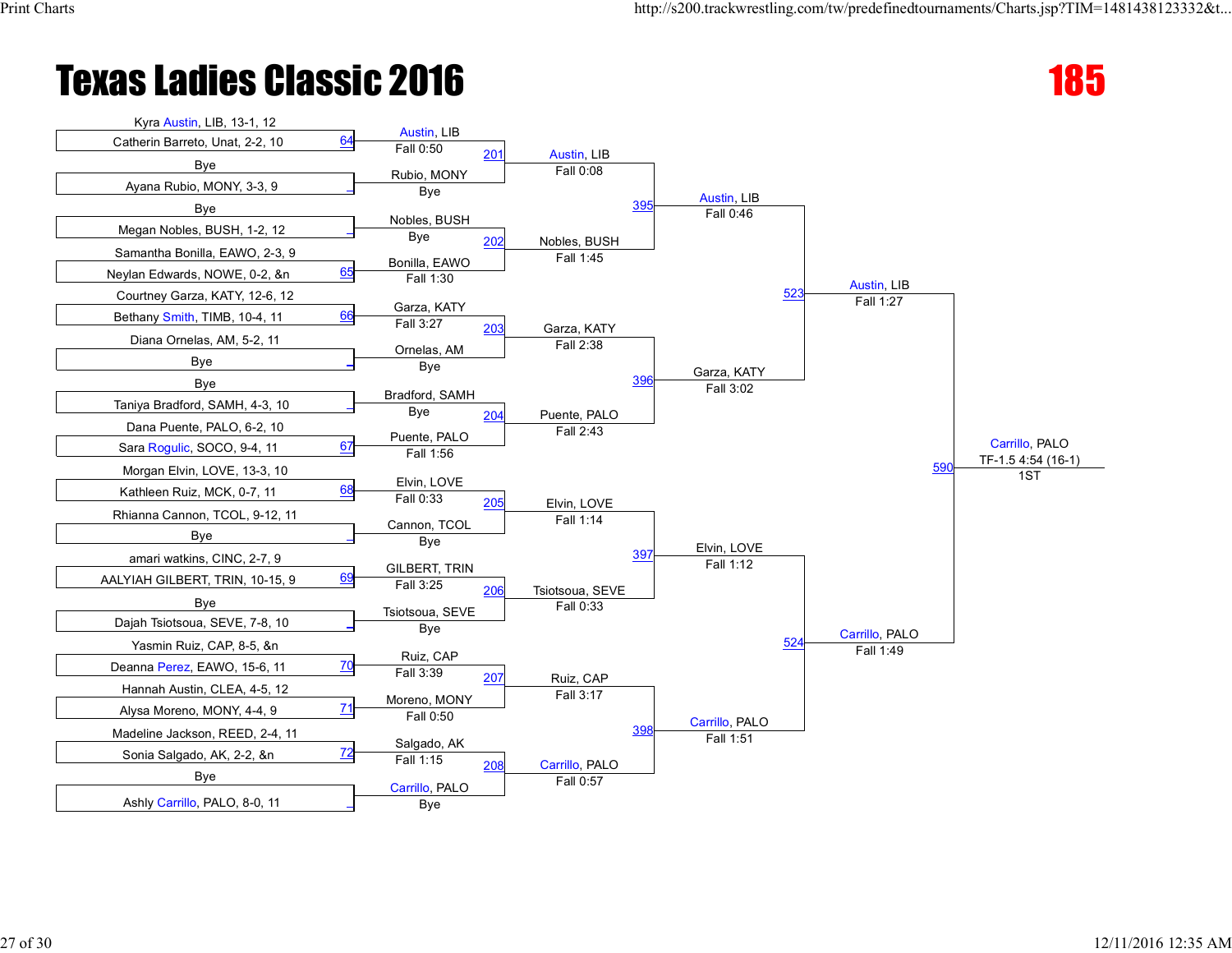# Texas Ladies Classic 2016

## 185

### First Round

| Bout | Wrestler 1 | Wrestler 2 | Winner | Result |
|---|---|---|---|---|
| 64 | Kyra Austin, LIB, 13-1, 12 | Catherin Barreto, Unat, 2-2, 10 | Austin, LIB | Fall 0:50 |
| | Bye | Ayana Rubio, MONY, 3-3, 9 | Rubio, MONY | Bye |
| | Bye | Megan Nobles, BUSH, 1-2, 12 | Nobles, BUSH | Bye |
| 65 | Samantha Bonilla, EAWO, 2-3, 9 | Neylan Edwards, NOWE, 0-2, &n | Bonilla, EAWO | Fall 1:30 |
| 66 | Courtney Garza, KATY, 12-6, 12 | Bethany Smith, TIMB, 10-4, 11 | Garza, KATY | Fall 3:27 |
| | Diana Ornelas, AM, 5-2, 11 | Bye | Ornelas, AM | Bye |
| | Bye | Taniya Bradford, SAMH, 4-3, 10 | Bradford, SAMH | Bye |
| 67 | Dana Puente, PALO, 6-2, 10 | Sara Rogulic, SOCO, 9-4, 11 | Puente, PALO | Fall 1:56 |
| 68 | Morgan Elvin, LOVE, 13-3, 10 | Kathleen Ruiz, MCK, 0-7, 11 | Elvin, LOVE | Fall 0:33 |
| | Rhianna Cannon, TCOL, 9-12, 11 | Bye | Cannon, TCOL | Bye |
| 69 | amari watkins, CINC, 2-7, 9 | AALYIAH GILBERT, TRIN, 10-15, 9 | GILBERT, TRIN | Fall 3:25 |
| | Bye | Dajah Tsiotsoua, SEVE, 7-8, 10 | Tsiotsoua, SEVE | Bye |
| 70 | Yasmin Ruiz, CAP, 8-5, &n | Deanna Perez, EAWO, 15-6, 11 | Ruiz, CAP | Fall 3:39 |
| 71 | Hannah Austin, CLEA, 4-5, 12 | Alysa Moreno, MONY, 4-4, 9 | Moreno, MONY | Fall 0:50 |
| 72 | Madeline Jackson, REED, 2-4, 11 | Sonia Salgado, AK, 2-2, &n | Salgado, AK | Fall 1:15 |
| | Bye | Ashly Carrillo, PALO, 8-0, 11 | Carrillo, PALO | Bye |

### Second Round

| Bout | Winner | Result |
|---|---|---|
| 201 | Austin, LIB | Fall 0:08 |
| 202 | Nobles, BUSH | Fall 1:45 |
| 203 | Garza, KATY | Fall 2:38 |
| 204 | Puente, PALO | Fall 2:43 |
| 205 | Elvin, LOVE | Fall 1:14 |
| 206 | Tsiotsoua, SEVE | Fall 0:33 |
| 207 | Ruiz, CAP | Fall 3:17 |
| 208 | Carrillo, PALO | Fall 0:57 |

### Quarterfinals

| Bout | Winner | Result |
|---|---|---|
| 395 | Austin, LIB | Fall 0:46 |
| 396 | Garza, KATY | Fall 3:02 |
| 397 | Elvin, LOVE | Fall 1:12 |
| 398 | Carrillo, PALO | Fall 1:51 |

### Semifinals

| Bout | Winner | Result |
|---|---|---|
| 523 | Austin, LIB | Fall 1:27 |
| 524 | Carrillo, PALO | Fall 1:49 |

### Final

| Bout | Winner | Result | Place |
|---|---|---|---|
| 590 | Carrillo, PALO | TF-1.5 4:54 (16-1) | 1ST |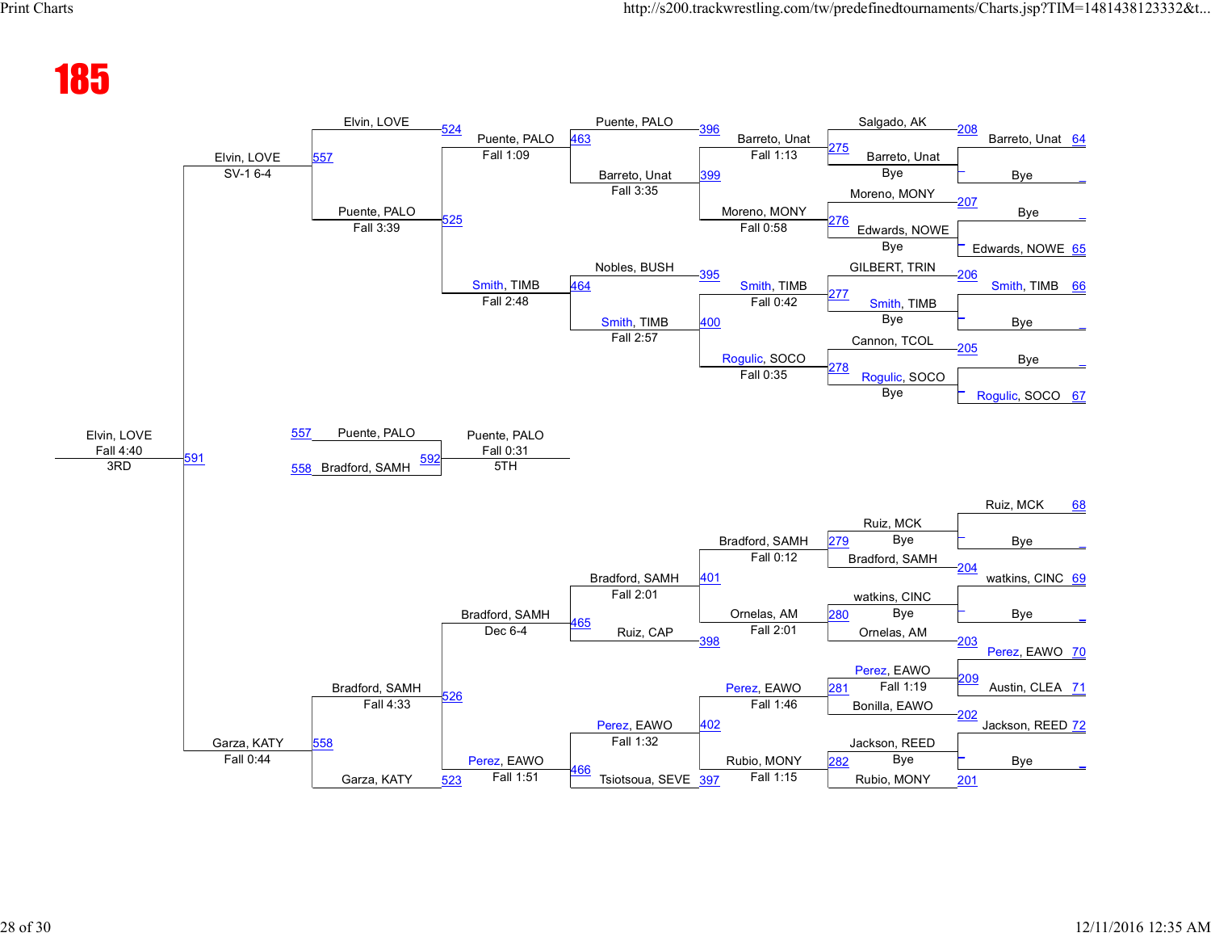# 185

## Championship Bracket (Consolation Chart)

### Top Half

| Match | Wrestler 1 | Wrestler 2 | Winner | Result |
|---|---|---|---|---|
| 64 | Barreto, Unat | Bye | Barreto, Unat | Bye |
| 65 | Bye | Edwards, NOWE | Edwards, NOWE | Bye |
| 66 | Smith, TIMB | Bye | Smith, TIMB | Bye |
| 67 | Bye | Rogulic, SOCO | Rogulic, SOCO | Bye |
| 208 | Salgado, AK | Barreto, Unat | Barreto, Unat | Fall 1:13 |
| 207 | Moreno, MONY | Edwards, NOWE | Moreno, MONY | Fall 0:58 |
| 206 | GILBERT, TRIN | Smith, TIMB | Smith, TIMB | Fall 0:42 |
| 205 | Cannon, TCOL | Rogulic, SOCO | Rogulic, SOCO | Fall 0:35 |
| 396 | Puente, PALO | Barreto, Unat | Barreto, Unat | Fall 3:35 |
| 399 | Barreto, Unat | Moreno, MONY | Barreto, Unat | Fall 3:35 |
| 395 | Nobles, BUSH | Smith, TIMB | Smith, TIMB | Fall 2:57 |
| 400 | Smith, TIMB | Rogulic, SOCO | Smith, TIMB | Fall 2:57 |
| 463 | Puente, PALO | Barreto, Unat | Puente, PALO | Fall 1:09 |
| 464 | Smith, TIMB | | Smith, TIMB | Fall 2:48 |
| 524 | Elvin, LOVE | | | |
| 525 | Puente, PALO | Smith, TIMB | Puente, PALO | Fall 3:39 |
| 557 | Elvin, LOVE | Puente, PALO | Elvin, LOVE | SV-1 6-4 |

### Bottom Half

| Match | Wrestler 1 | Wrestler 2 | Winner | Result |
|---|---|---|---|---|
| 68 | Ruiz, MCK | Bye | Ruiz, MCK | Bye |
| 69 | watkins, CINC | Bye | watkins, CINC | Bye |
| 70 | Perez, EAWO | Austin, CLEA | Perez, EAWO | Fall 1:19 |
| 71 | Austin, CLEA | | | |
| 72 | Jackson, REED | Bye | Jackson, REED | Bye |
| 204 | Ruiz, MCK | Bradford, SAMH | Bradford, SAMH | Fall 0:12 |
| 203 | watkins, CINC | Ornelas, AM | Ornelas, AM | Fall 2:01 |
| 202 | Perez, EAWO | Bonilla, EAWO | Perez, EAWO | Fall 1:46 |
| 201 | Jackson, REED | Rubio, MONY | Rubio, MONY | Fall 1:15 |
| 279 | Ruiz, MCK | Bye | | |
| 280 | watkins, CINC | Bye | | |
| 281 | Perez, EAWO | | | Fall 1:19 |
| 282 | Jackson, REED | Bye | | |
| 401 | Bradford, SAMH | Ornelas, AM | Bradford, SAMH | Fall 2:01 |
| 398 | Ruiz, CAP | | | |
| 402 | Perez, EAWO | Rubio, MONY | Perez, EAWO | Fall 1:32 |
| 397 | Tsiotsoua, SEVE | | | |
| 465 | Bradford, SAMH | Ruiz, CAP | Bradford, SAMH | Dec 6-4 |
| 466 | Perez, EAWO | Tsiotsoua, SEVE | Perez, EAWO | Fall 1:51 |
| 526 | Bradford, SAMH | Perez, EAWO | Bradford, SAMH | Fall 4:33 |
| 523 | Garza, KATY | | | |
| 558 | Bradford, SAMH | Garza, KATY | Garza, KATY | Fall 0:44 |

### Placement Matches

| Match | Wrestler 1 | Wrestler 2 | Winner | Result | Place |
|---|---|---|---|---|---|
| 591 | Elvin, LOVE | Garza, KATY | Elvin, LOVE | Fall 4:40 | 3RD |
| 592 | Puente, PALO (557) | Bradford, SAMH (558) | Puente, PALO | Fall 0:31 | 5TH |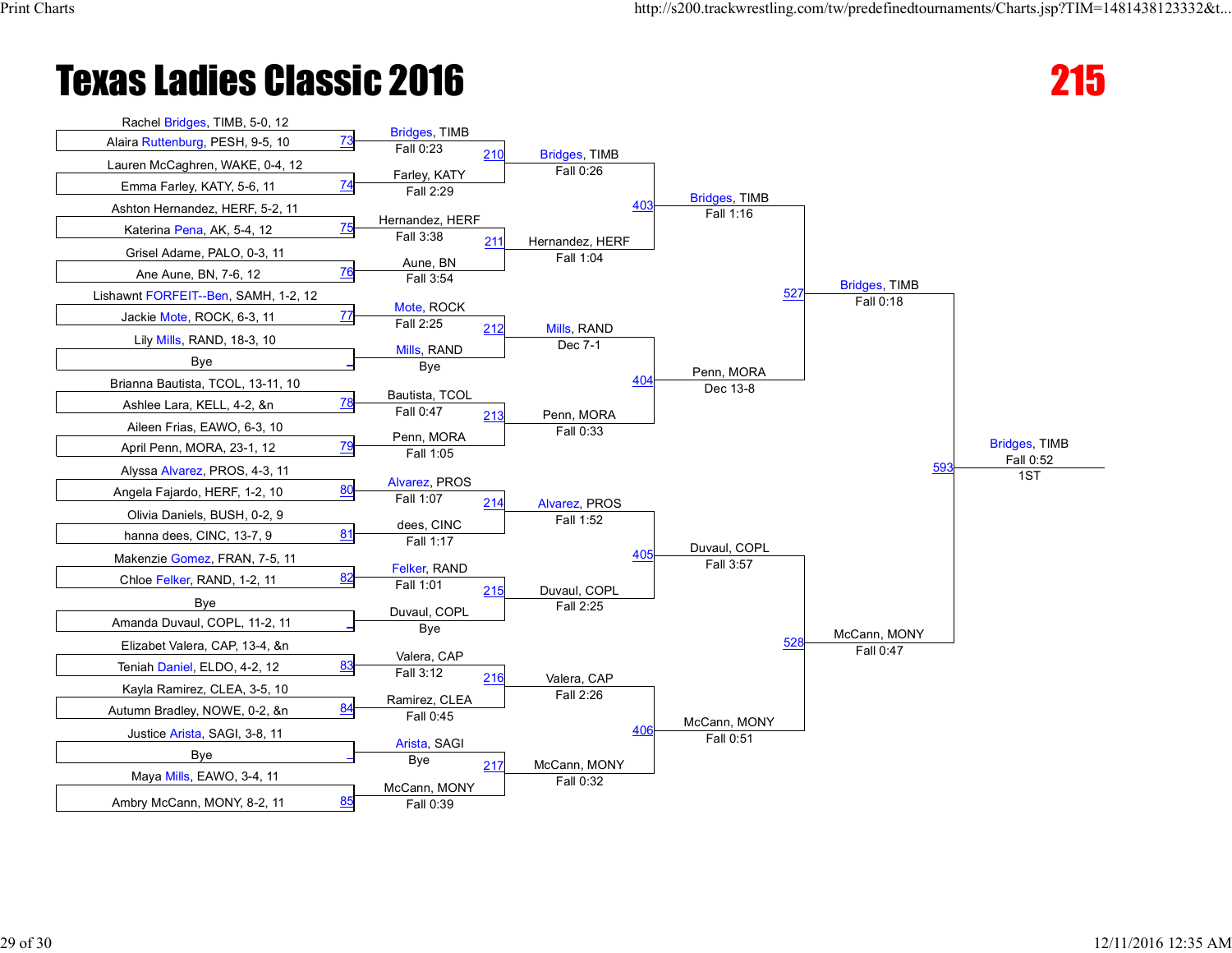# Texas Ladies Classic 2016

## 215

### First Round

| Match | Wrestler 1 | Wrestler 2 | Winner | Result |
|---|---|---|---|---|
| 73 | Rachel Bridges, TIMB, 5-0, 12 | Alaira Ruttenburg, PESH, 9-5, 10 | Bridges, TIMB | Fall 0:23 |
| 74 | Lauren McCaghren, WAKE, 0-4, 12 | Emma Farley, KATY, 5-6, 11 | Farley, KATY | Fall 2:29 |
| 75 | Ashton Hernandez, HERF, 5-2, 11 | Katerina Pena, AK, 5-4, 12 | Hernandez, HERF | Fall 3:38 |
| 76 | Grisel Adame, PALO, 0-3, 11 | Ane Aune, BN, 7-6, 12 | Aune, BN | Fall 3:54 |
| 77 | Lishawnt FORFEIT--Ben, SAMH, 1-2, 12 | Jackie Mote, ROCK, 6-3, 11 | Mote, ROCK | Fall 2:25 |
| _ | Lily Mills, RAND, 18-3, 10 | Bye | Mills, RAND | Bye |
| 78 | Brianna Bautista, TCOL, 13-11, 10 | Ashlee Lara, KELL, 4-2, &n | Bautista, TCOL | Fall 0:47 |
| 79 | Aileen Frias, EAWO, 6-3, 10 | April Penn, MORA, 23-1, 12 | Penn, MORA | Fall 1:05 |
| 80 | Alyssa Alvarez, PROS, 4-3, 11 | Angela Fajardo, HERF, 1-2, 10 | Alvarez, PROS | Fall 1:07 |
| 81 | Olivia Daniels, BUSH, 0-2, 9 | hanna dees, CINC, 13-7, 9 | dees, CINC | Fall 1:17 |
| 82 | Makenzie Gomez, FRAN, 7-5, 11 | Chloe Felker, RAND, 1-2, 11 | Felker, RAND | Fall 1:01 |
| _ | Bye | Amanda Duvaul, COPL, 11-2, 11 | Duvaul, COPL | Bye |
| 83 | Elizabet Valera, CAP, 13-4, &n | Teniah Daniel, ELDO, 4-2, 12 | Valera, CAP | Fall 3:12 |
| 84 | Kayla Ramirez, CLEA, 3-5, 10 | Autumn Bradley, NOWE, 0-2, &n | Ramirez, CLEA | Fall 0:45 |
| _ | Justice Arista, SAGI, 3-8, 11 | Bye | Arista, SAGI | Bye |
| 85 | Maya Mills, EAWO, 3-4, 11 | Ambry McCann, MONY, 8-2, 11 | McCann, MONY | Fall 0:39 |

### Second Round

| Match | Winner | Result |
|---|---|---|
| 210 | Bridges, TIMB | Fall 0:26 |
| 211 | Hernandez, HERF | Fall 1:04 |
| 212 | Mills, RAND | Dec 7-1 |
| 213 | Penn, MORA | Fall 0:33 |
| 214 | Alvarez, PROS | Fall 1:52 |
| 215 | Duvaul, COPL | Fall 2:25 |
| 216 | Valera, CAP | Fall 2:26 |
| 217 | McCann, MONY | Fall 0:32 |

### Quarterfinals

| Match | Winner | Result |
|---|---|---|
| 403 | Bridges, TIMB | Fall 1:16 |
| 404 | Penn, MORA | Dec 13-8 |
| 405 | Duvaul, COPL | Fall 3:57 |
| 406 | McCann, MONY | Fall 0:51 |

### Semifinals

| Match | Winner | Result |
|---|---|---|
| 527 | Bridges, TIMB | Fall 0:18 |
| 528 | McCann, MONY | Fall 0:47 |

### Final

| Match | Winner | Result | Place |
|---|---|---|---|
| 593 | Bridges, TIMB | Fall 0:52 | 1ST |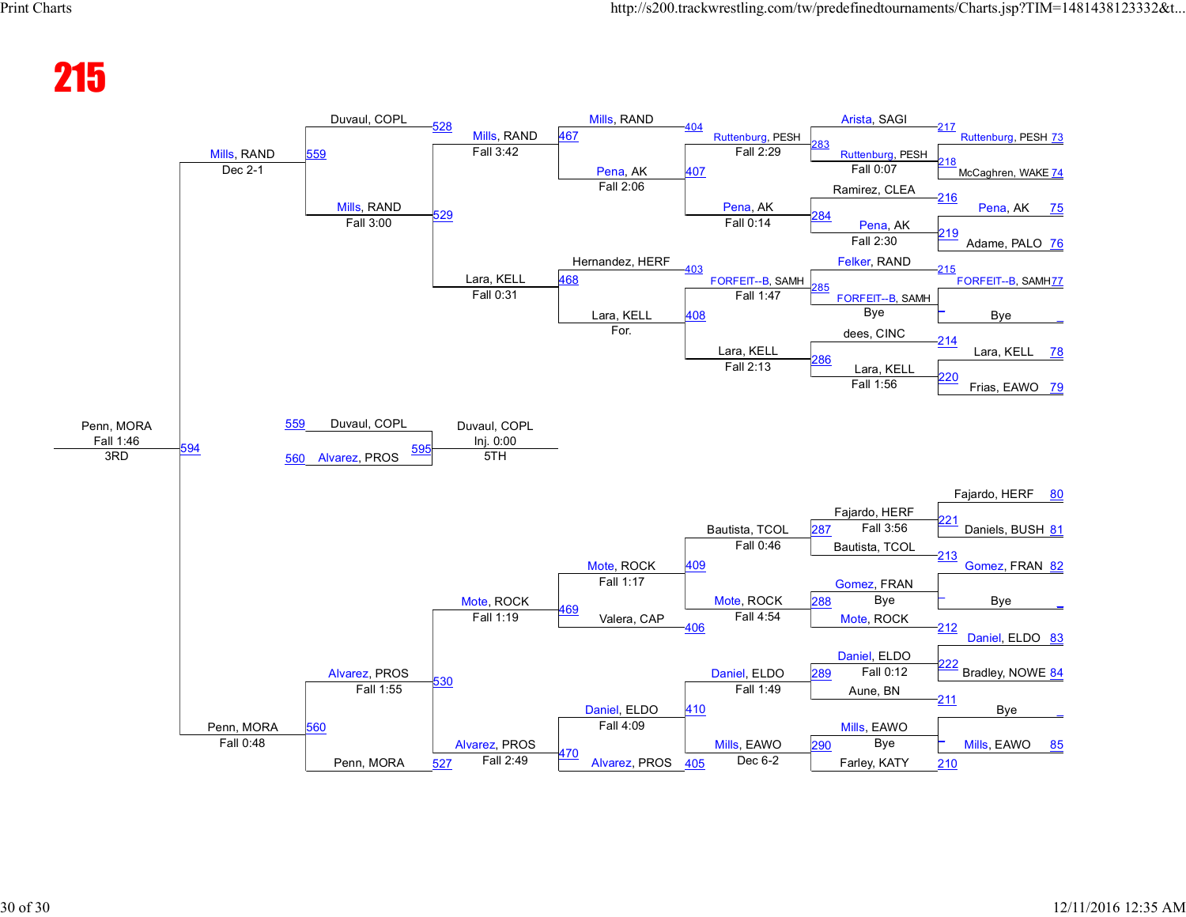# 215

Ruttenburg, PESH 73
McCaghren, WAKE 74
Pena, AK 75
Adame, PALO 76
FORFEIT--B, SAMH 77
Bye
Lara, KELL 78
Frias, EAWO 79

217 Arista, SAGI
218 Ruttenburg, PESH
Fall 0:07
216 Ramirez, CLEA
219 Pena, AK
Fall 2:30
215 Felker, RAND
FORFEIT--B, SAMH
Bye
214 dees, CINC
220 Lara, KELL
Fall 1:56

283 Ruttenburg, PESH
Fall 2:29
284 Pena, AK
Fall 0:14
285 FORFEIT--B, SAMH
Fall 1:47
286 Lara, KELL
Fall 2:13

404 Mills, RAND
407 Pena, AK
Fall 2:06
403 Hernandez, HERF
408 Lara, KELL
For.

467 Mills, RAND
Fall 3:42
468 Lara, KELL
Fall 0:31

528 Duvaul, COPL
529 Mills, RAND
Fall 3:00

559 Mills, RAND
Dec 2-1

594 Penn, MORA
Fall 1:46
3RD

559 Duvaul, COPL
560 Alvarez, PROS
595 Duvaul, COPL
Inj. 0:00
5TH

Fajardo, HERF 80
Daniels, BUSH 81
Gomez, FRAN 82
Bye
Daniel, ELDO 83
Bradley, NOWE 84
Bye
Mills, EAWO 85

221 Fajardo, HERF
Fall 3:56
213 Bautista, TCOL
288 Gomez, FRAN
Bye
212 Mote, ROCK
222 Daniel, ELDO
Fall 0:12
211 Aune, BN
Mills, EAWO
Bye
210 Farley, KATY

287 Bautista, TCOL
Fall 0:46
288 Mote, ROCK
Fall 4:54
289 Daniel, ELDO
Fall 1:49
290 Mills, EAWO
Dec 6-2

409 Mote, ROCK
Fall 1:17
406 Valera, CAP
410 Daniel, ELDO
Fall 4:09
405 Alvarez, PROS

469 Mote, ROCK
Fall 1:19
470 Alvarez, PROS
Fall 2:49

530 Alvarez, PROS
Fall 1:55
527 Penn, MORA

560 Penn, MORA
Fall 0:48